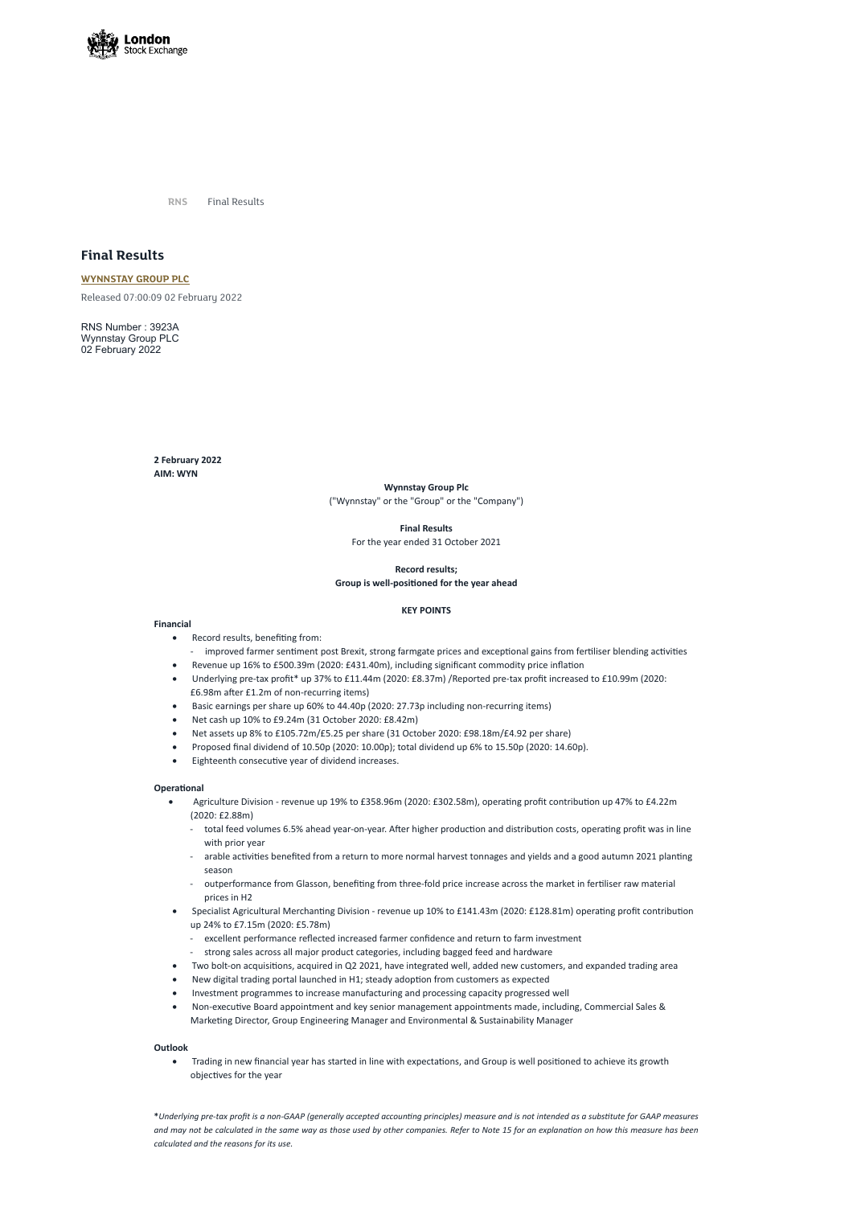RNS Final Results

# Final Results

**WYNNSTAY GROUP PLC**

Released 07:00:09 02 February 2022

RNS Number : 3923A
Wynnstay Group PLC
02 February 2022

**2 February 2022**
**AIM: WYN**

**Wynnstay Group Plc**
("Wynnstay" or the "Group" or the "Company")

**Final Results**
For the year ended 31 October 2021

**Record results;**
**Group is well-positioned for the year ahead**

**KEY POINTS**

**Financial**

- Record results, benefiting from:
  - improved farmer sentiment post Brexit, strong farmgate prices and exceptional gains from fertiliser blending activities
- Revenue up 16% to £500.39m (2020: £431.40m), including significant commodity price inflation
- Underlying pre-tax profit* up 37% to £11.44m (2020: £8.37m) /Reported pre-tax profit increased to £10.99m (2020: £6.98m after £1.2m of non-recurring items)
- Basic earnings per share up 60% to 44.40p (2020: 27.73p including non-recurring items)
- Net cash up 10% to £9.24m (31 October 2020: £8.42m)
- Net assets up 8% to £105.72m/£5.25 per share (31 October 2020: £98.18m/£4.92 per share)
- Proposed final dividend of 10.50p (2020: 10.00p); total dividend up 6% to 15.50p (2020: 14.60p).
- Eighteenth consecutive year of dividend increases.

**Operational**

- Agriculture Division - revenue up 19% to £358.96m (2020: £302.58m), operating profit contribution up 47% to £4.22m (2020: £2.88m)
  - total feed volumes 6.5% ahead year-on-year. After higher production and distribution costs, operating profit was in line with prior year
  - arable activities benefited from a return to more normal harvest tonnages and yields and a good autumn 2021 planting season
  - outperformance from Glasson, benefiting from three-fold price increase across the market in fertiliser raw material prices in H2
- Specialist Agricultural Merchanting Division - revenue up 10% to £141.43m (2020: £128.81m) operating profit contribution up 24% to £7.15m (2020: £5.78m)
  - excellent performance reflected increased farmer confidence and return to farm investment
  - strong sales across all major product categories, including bagged feed and hardware
- Two bolt-on acquisitions, acquired in Q2 2021, have integrated well, added new customers, and expanded trading area
- New digital trading portal launched in H1; steady adoption from customers as expected
- Investment programmes to increase manufacturing and processing capacity progressed well
- Non-executive Board appointment and key senior management appointments made, including, Commercial Sales & Marketing Director, Group Engineering Manager and Environmental & Sustainability Manager

**Outlook**

- Trading in new financial year has started in line with expectations, and Group is well positioned to achieve its growth objectives for the year

*\*Underlying pre-tax profit is a non-GAAP (generally accepted accounting principles) measure and is not intended as a substitute for GAAP measures and may not be calculated in the same way as those used by other companies. Refer to Note 15 for an explanation on how this measure has been calculated and the reasons for its use.*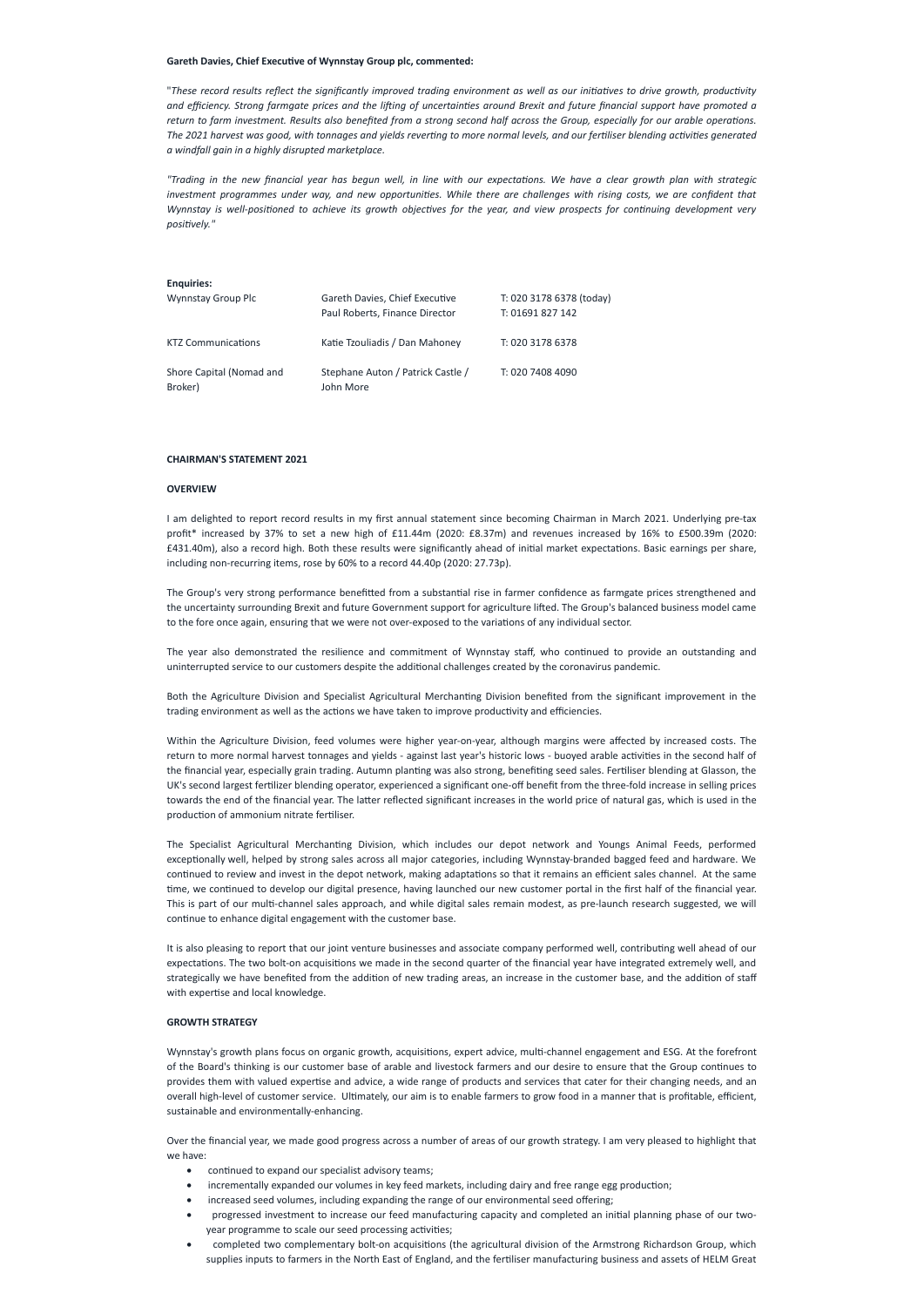**Gareth Davies, Chief Executive of Wynnstay Group plc, commented:**

"*These record results reflect the significantly improved trading environment as well as our initiatives to drive growth, productivity and efficiency. Strong farmgate prices and the lifting of uncertainties around Brexit and future financial support have promoted a return to farm investment. Results also benefited from a strong second half across the Group, especially for our arable operations. The 2021 harvest was good, with tonnages and yields reverting to more normal levels, and our fertiliser blending activities generated a windfall gain in a highly disrupted marketplace.*

*"Trading in the new financial year has begun well, in line with our expectations. We have a clear growth plan with strategic investment programmes under way, and new opportunities. While there are challenges with rising costs, we are confident that Wynnstay is well-positioned to achieve its growth objectives for the year, and view prospects for continuing development very positively."*

**Enquiries:**

| | | |
|---|---|---|
| Wynnstay Group Plc | Gareth Davies, Chief Executive<br>Paul Roberts, Finance Director | T: 020 3178 6378 (today)<br>T: 01691 827 142 |
| KTZ Communications | Katie Tzouliadis / Dan Mahoney | T: 020 3178 6378 |
| Shore Capital (Nomad and Broker) | Stephane Auton / Patrick Castle / John More | T: 020 7408 4090 |

**CHAIRMAN'S STATEMENT 2021**

**OVERVIEW**

I am delighted to report record results in my first annual statement since becoming Chairman in March 2021. Underlying pre-tax profit* increased by 37% to set a new high of £11.44m (2020: £8.37m) and revenues increased by 16% to £500.39m (2020: £431.40m), also a record high. Both these results were significantly ahead of initial market expectations. Basic earnings per share, including non-recurring items, rose by 60% to a record 44.40p (2020: 27.73p).

The Group's very strong performance benefitted from a substantial rise in farmer confidence as farmgate prices strengthened and the uncertainty surrounding Brexit and future Government support for agriculture lifted. The Group's balanced business model came to the fore once again, ensuring that we were not over-exposed to the variations of any individual sector.

The year also demonstrated the resilience and commitment of Wynnstay staff, who continued to provide an outstanding and uninterrupted service to our customers despite the additional challenges created by the coronavirus pandemic.

Both the Agriculture Division and Specialist Agricultural Merchanting Division benefited from the significant improvement in the trading environment as well as the actions we have taken to improve productivity and efficiencies.

Within the Agriculture Division, feed volumes were higher year-on-year, although margins were affected by increased costs. The return to more normal harvest tonnages and yields - against last year's historic lows - buoyed arable activities in the second half of the financial year, especially grain trading. Autumn planting was also strong, benefiting seed sales. Fertiliser blending at Glasson, the UK's second largest fertilizer blending operator, experienced a significant one-off benefit from the three-fold increase in selling prices towards the end of the financial year. The latter reflected significant increases in the world price of natural gas, which is used in the production of ammonium nitrate fertiliser.

The Specialist Agricultural Merchanting Division, which includes our depot network and Youngs Animal Feeds, performed exceptionally well, helped by strong sales across all major categories, including Wynnstay-branded bagged feed and hardware. We continued to review and invest in the depot network, making adaptations so that it remains an efficient sales channel. At the same time, we continued to develop our digital presence, having launched our new customer portal in the first half of the financial year. This is part of our multi-channel sales approach, and while digital sales remain modest, as pre-launch research suggested, we will continue to enhance digital engagement with the customer base.

It is also pleasing to report that our joint venture businesses and associate company performed well, contributing well ahead of our expectations. The two bolt-on acquisitions we made in the second quarter of the financial year have integrated extremely well, and strategically we have benefited from the addition of new trading areas, an increase in the customer base, and the addition of staff with expertise and local knowledge.

**GROWTH STRATEGY**

Wynnstay's growth plans focus on organic growth, acquisitions, expert advice, multi-channel engagement and ESG. At the forefront of the Board's thinking is our customer base of arable and livestock farmers and our desire to ensure that the Group continues to provides them with valued expertise and advice, a wide range of products and services that cater for their changing needs, and an overall high-level of customer service. Ultimately, our aim is to enable farmers to grow food in a manner that is profitable, efficient, sustainable and environmentally-enhancing.

Over the financial year, we made good progress across a number of areas of our growth strategy. I am very pleased to highlight that we have:

- continued to expand our specialist advisory teams;
- incrementally expanded our volumes in key feed markets, including dairy and free range egg production;
- increased seed volumes, including expanding the range of our environmental seed offering;
- progressed investment to increase our feed manufacturing capacity and completed an initial planning phase of our two-year programme to scale our seed processing activities;
- completed two complementary bolt-on acquisitions (the agricultural division of the Armstrong Richardson Group, which supplies inputs to farmers in the North East of England, and the fertiliser manufacturing business and assets of HELM Great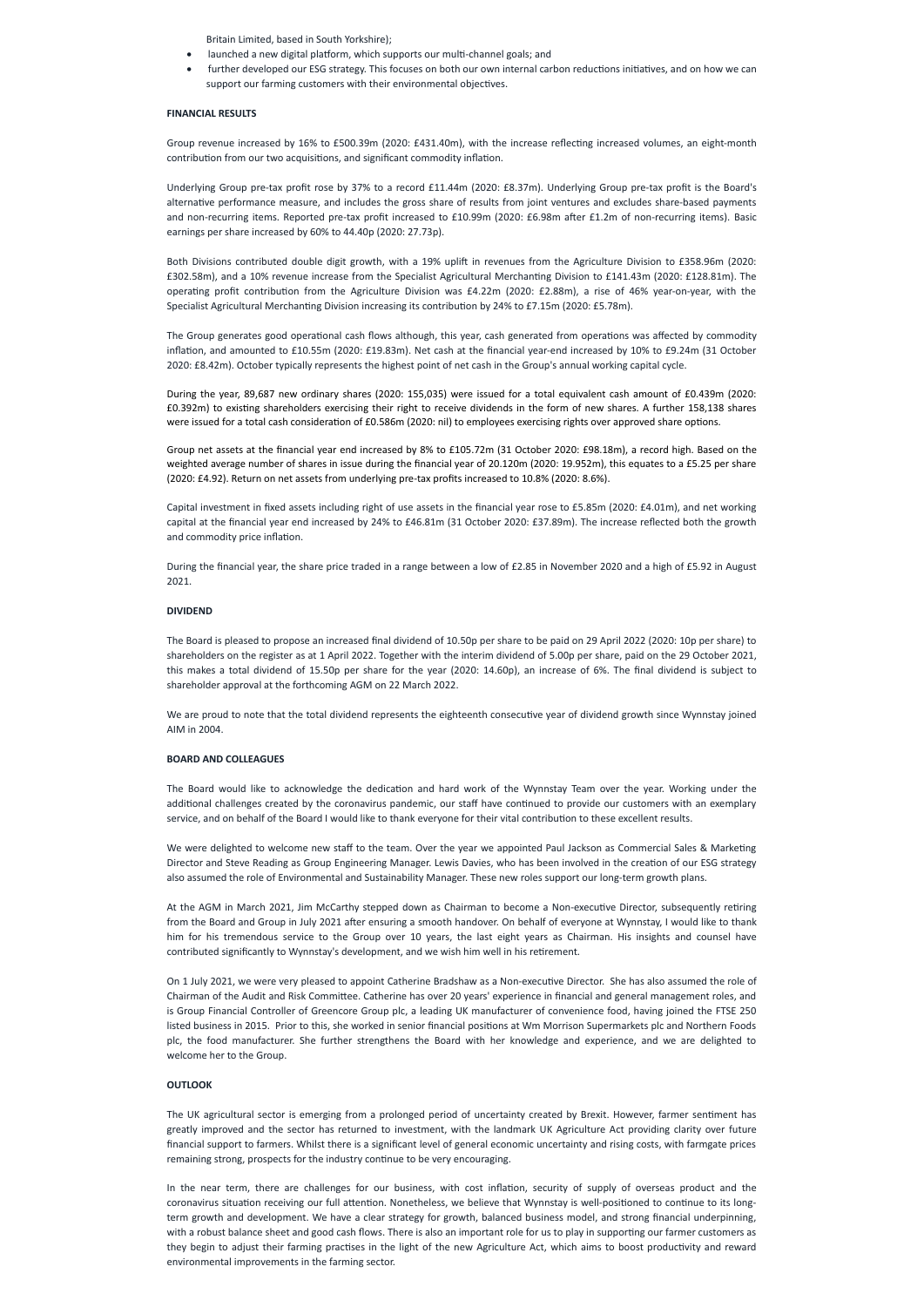Britain Limited, based in South Yorkshire);

- launched a new digital platform, which supports our multi-channel goals; and
- further developed our ESG strategy. This focuses on both our own internal carbon reductions initiatives, and on how we can support our farming customers with their environmental objectives.

**FINANCIAL RESULTS**

Group revenue increased by 16% to £500.39m (2020: £431.40m), with the increase reflecting increased volumes, an eight-month contribution from our two acquisitions, and significant commodity inflation.

Underlying Group pre-tax profit rose by 37% to a record £11.44m (2020: £8.37m). Underlying Group pre-tax profit is the Board's alternative performance measure, and includes the gross share of results from joint ventures and excludes share-based payments and non-recurring items. Reported pre-tax profit increased to £10.99m (2020: £6.98m after £1.2m of non-recurring items). Basic earnings per share increased by 60% to 44.40p (2020: 27.73p).

Both Divisions contributed double digit growth, with a 19% uplift in revenues from the Agriculture Division to £358.96m (2020: £302.58m), and a 10% revenue increase from the Specialist Agricultural Merchanting Division to £141.43m (2020: £128.81m). The operating profit contribution from the Agriculture Division was £4.22m (2020: £2.88m), a rise of 46% year-on-year, with the Specialist Agricultural Merchanting Division increasing its contribution by 24% to £7.15m (2020: £5.78m).

The Group generates good operational cash flows although, this year, cash generated from operations was affected by commodity inflation, and amounted to £10.55m (2020: £19.83m). Net cash at the financial year-end increased by 10% to £9.24m (31 October 2020: £8.42m). October typically represents the highest point of net cash in the Group's annual working capital cycle.

During the year, 89,687 new ordinary shares (2020: 155,035) were issued for a total equivalent cash amount of £0.439m (2020: £0.392m) to existing shareholders exercising their right to receive dividends in the form of new shares. A further 158,138 shares were issued for a total cash consideration of £0.586m (2020: nil) to employees exercising rights over approved share options.

Group net assets at the financial year end increased by 8% to £105.72m (31 October 2020: £98.18m), a record high. Based on the weighted average number of shares in issue during the financial year of 20.120m (2020: 19.952m), this equates to a £5.25 per share (2020: £4.92). Return on net assets from underlying pre-tax profits increased to 10.8% (2020: 8.6%).

Capital investment in fixed assets including right of use assets in the financial year rose to £5.85m (2020: £4.01m), and net working capital at the financial year end increased by 24% to £46.81m (31 October 2020: £37.89m). The increase reflected both the growth and commodity price inflation.

During the financial year, the share price traded in a range between a low of £2.85 in November 2020 and a high of £5.92 in August 2021.

**DIVIDEND**

The Board is pleased to propose an increased final dividend of 10.50p per share to be paid on 29 April 2022 (2020: 10p per share) to shareholders on the register as at 1 April 2022. Together with the interim dividend of 5.00p per share, paid on the 29 October 2021, this makes a total dividend of 15.50p per share for the year (2020: 14.60p), an increase of 6%. The final dividend is subject to shareholder approval at the forthcoming AGM on 22 March 2022.

We are proud to note that the total dividend represents the eighteenth consecutive year of dividend growth since Wynnstay joined AIM in 2004.

**BOARD AND COLLEAGUES**

The Board would like to acknowledge the dedication and hard work of the Wynnstay Team over the year. Working under the additional challenges created by the coronavirus pandemic, our staff have continued to provide our customers with an exemplary service, and on behalf of the Board I would like to thank everyone for their vital contribution to these excellent results.

We were delighted to welcome new staff to the team. Over the year we appointed Paul Jackson as Commercial Sales & Marketing Director and Steve Reading as Group Engineering Manager. Lewis Davies, who has been involved in the creation of our ESG strategy also assumed the role of Environmental and Sustainability Manager. These new roles support our long-term growth plans.

At the AGM in March 2021, Jim McCarthy stepped down as Chairman to become a Non-executive Director, subsequently retiring from the Board and Group in July 2021 after ensuring a smooth handover. On behalf of everyone at Wynnstay, I would like to thank him for his tremendous service to the Group over 10 years, the last eight years as Chairman. His insights and counsel have contributed significantly to Wynnstay's development, and we wish him well in his retirement.

On 1 July 2021, we were very pleased to appoint Catherine Bradshaw as a Non-executive Director. She has also assumed the role of Chairman of the Audit and Risk Committee. Catherine has over 20 years' experience in financial and general management roles, and is Group Financial Controller of Greencore Group plc, a leading UK manufacturer of convenience food, having joined the FTSE 250 listed business in 2015. Prior to this, she worked in senior financial positions at Wm Morrison Supermarkets plc and Northern Foods plc, the food manufacturer. She further strengthens the Board with her knowledge and experience, and we are delighted to welcome her to the Group.

**OUTLOOK**

The UK agricultural sector is emerging from a prolonged period of uncertainty created by Brexit. However, farmer sentiment has greatly improved and the sector has returned to investment, with the landmark UK Agriculture Act providing clarity over future financial support to farmers. Whilst there is a significant level of general economic uncertainty and rising costs, with farmgate prices remaining strong, prospects for the industry continue to be very encouraging.

In the near term, there are challenges for our business, with cost inflation, security of supply of overseas product and the coronavirus situation receiving our full attention. Nonetheless, we believe that Wynnstay is well-positioned to continue to its long-term growth and development. We have a clear strategy for growth, balanced business model, and strong financial underpinning, with a robust balance sheet and good cash flows. There is also an important role for us to play in supporting our farmer customers as they begin to adjust their farming practises in the light of the new Agriculture Act, which aims to boost productivity and reward environmental improvements in the farming sector.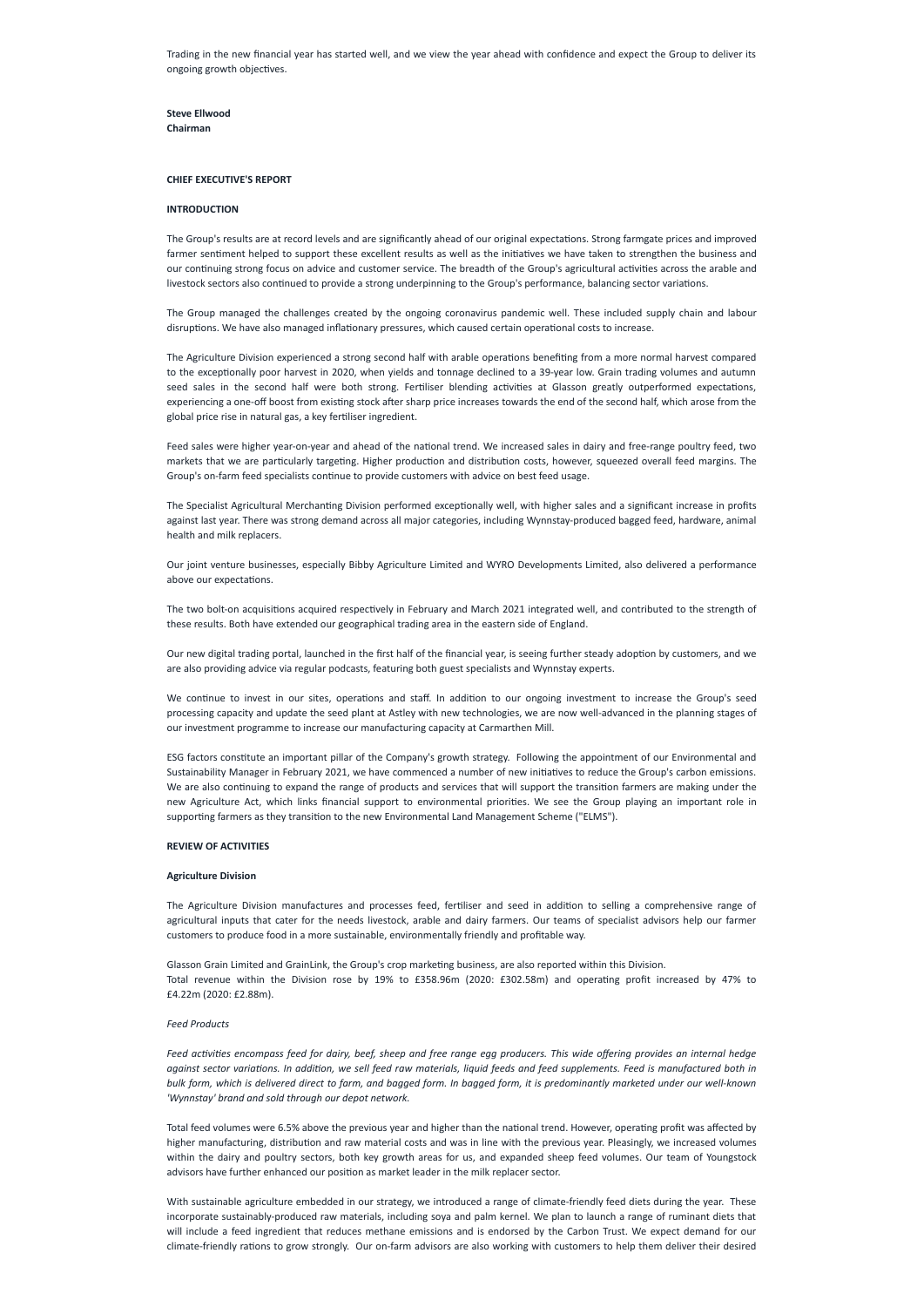Trading in the new financial year has started well, and we view the year ahead with confidence and expect the Group to deliver its ongoing growth objectives.

**Steve Ellwood**
**Chairman**

## CHIEF EXECUTIVE'S REPORT

### INTRODUCTION

The Group's results are at record levels and are significantly ahead of our original expectations. Strong farmgate prices and improved farmer sentiment helped to support these excellent results as well as the initiatives we have taken to strengthen the business and our continuing strong focus on advice and customer service. The breadth of the Group's agricultural activities across the arable and livestock sectors also continued to provide a strong underpinning to the Group's performance, balancing sector variations.

The Group managed the challenges created by the ongoing coronavirus pandemic well. These included supply chain and labour disruptions. We have also managed inflationary pressures, which caused certain operational costs to increase.

The Agriculture Division experienced a strong second half with arable operations benefiting from a more normal harvest compared to the exceptionally poor harvest in 2020, when yields and tonnage declined to a 39-year low. Grain trading volumes and autumn seed sales in the second half were both strong. Fertiliser blending activities at Glasson greatly outperformed expectations, experiencing a one-off boost from existing stock after sharp price increases towards the end of the second half, which arose from the global price rise in natural gas, a key fertiliser ingredient.

Feed sales were higher year-on-year and ahead of the national trend. We increased sales in dairy and free-range poultry feed, two markets that we are particularly targeting. Higher production and distribution costs, however, squeezed overall feed margins. The Group's on-farm feed specialists continue to provide customers with advice on best feed usage.

The Specialist Agricultural Merchanting Division performed exceptionally well, with higher sales and a significant increase in profits against last year. There was strong demand across all major categories, including Wynnstay-produced bagged feed, hardware, animal health and milk replacers.

Our joint venture businesses, especially Bibby Agriculture Limited and WYRO Developments Limited, also delivered a performance above our expectations.

The two bolt-on acquisitions acquired respectively in February and March 2021 integrated well, and contributed to the strength of these results. Both have extended our geographical trading area in the eastern side of England.

Our new digital trading portal, launched in the first half of the financial year, is seeing further steady adoption by customers, and we are also providing advice via regular podcasts, featuring both guest specialists and Wynnstay experts.

We continue to invest in our sites, operations and staff. In addition to our ongoing investment to increase the Group's seed processing capacity and update the seed plant at Astley with new technologies, we are now well-advanced in the planning stages of our investment programme to increase our manufacturing capacity at Carmarthen Mill.

ESG factors constitute an important pillar of the Company's growth strategy. Following the appointment of our Environmental and Sustainability Manager in February 2021, we have commenced a number of new initiatives to reduce the Group's carbon emissions. We are also continuing to expand the range of products and services that will support the transition farmers are making under the new Agriculture Act, which links financial support to environmental priorities. We see the Group playing an important role in supporting farmers as they transition to the new Environmental Land Management Scheme ("ELMS").

### REVIEW OF ACTIVITIES

#### Agriculture Division

The Agriculture Division manufactures and processes feed, fertiliser and seed in addition to selling a comprehensive range of agricultural inputs that cater for the needs livestock, arable and dairy farmers. Our teams of specialist advisors help our farmer customers to produce food in a more sustainable, environmentally friendly and profitable way.

Glasson Grain Limited and GrainLink, the Group's crop marketing business, are also reported within this Division.
Total revenue within the Division rose by 19% to £358.96m (2020: £302.58m) and operating profit increased by 47% to £4.22m (2020: £2.88m).

*Feed Products*

*Feed activities encompass feed for dairy, beef, sheep and free range egg producers. This wide offering provides an internal hedge against sector variations. In addition, we sell feed raw materials, liquid feeds and feed supplements. Feed is manufactured both in bulk form, which is delivered direct to farm, and bagged form. In bagged form, it is predominantly marketed under our well-known 'Wynnstay' brand and sold through our depot network.*

Total feed volumes were 6.5% above the previous year and higher than the national trend. However, operating profit was affected by higher manufacturing, distribution and raw material costs and was in line with the previous year. Pleasingly, we increased volumes within the dairy and poultry sectors, both key growth areas for us, and expanded sheep feed volumes. Our team of Youngstock advisors have further enhanced our position as market leader in the milk replacer sector.

With sustainable agriculture embedded in our strategy, we introduced a range of climate-friendly feed diets during the year. These incorporate sustainably-produced raw materials, including soya and palm kernel. We plan to launch a range of ruminant diets that will include a feed ingredient that reduces methane emissions and is endorsed by the Carbon Trust. We expect demand for our climate-friendly rations to grow strongly. Our on-farm advisors are also working with customers to help them deliver their desired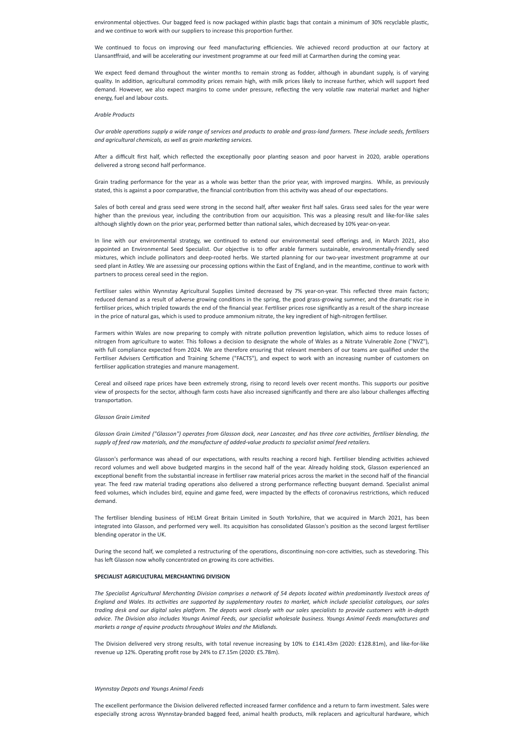environmental objectives. Our bagged feed is now packaged within plastic bags that contain a minimum of 30% recyclable plastic, and we continue to work with our suppliers to increase this proportion further.

We continued to focus on improving our feed manufacturing efficiencies. We achieved record production at our factory at Llansantffraid, and will be accelerating our investment programme at our feed mill at Carmarthen during the coming year.

We expect feed demand throughout the winter months to remain strong as fodder, although in abundant supply, is of varying quality. In addition, agricultural commodity prices remain high, with milk prices likely to increase further, which will support feed demand. However, we also expect margins to come under pressure, reflecting the very volatile raw material market and higher energy, fuel and labour costs.

*Arable Products*

*Our arable operations supply a wide range of services and products to arable and grass-land farmers. These include seeds, fertilisers and agricultural chemicals, as well as grain marketing services.*

After a difficult first half, which reflected the exceptionally poor planting season and poor harvest in 2020, arable operations delivered a strong second half performance.

Grain trading performance for the year as a whole was better than the prior year, with improved margins. While, as previously stated, this is against a poor comparative, the financial contribution from this activity was ahead of our expectations.

Sales of both cereal and grass seed were strong in the second half, after weaker first half sales. Grass seed sales for the year were higher than the previous year, including the contribution from our acquisition. This was a pleasing result and like-for-like sales although slightly down on the prior year, performed better than national sales, which decreased by 10% year-on-year.

In line with our environmental strategy, we continued to extend our environmental seed offerings and, in March 2021, also appointed an Environmental Seed Specialist. Our objective is to offer arable farmers sustainable, environmentally-friendly seed mixtures, which include pollinators and deep-rooted herbs. We started planning for our two-year investment programme at our seed plant in Astley. We are assessing our processing options within the East of England, and in the meantime, continue to work with partners to process cereal seed in the region.

Fertiliser sales within Wynnstay Agricultural Supplies Limited decreased by 7% year-on-year. This reflected three main factors; reduced demand as a result of adverse growing conditions in the spring, the good grass-growing summer, and the dramatic rise in fertiliser prices, which tripled towards the end of the financial year. Fertiliser prices rose significantly as a result of the sharp increase in the price of natural gas, which is used to produce ammonium nitrate, the key ingredient of high-nitrogen fertiliser.

Farmers within Wales are now preparing to comply with nitrate pollution prevention legislation, which aims to reduce losses of nitrogen from agriculture to water. This follows a decision to designate the whole of Wales as a Nitrate Vulnerable Zone ("NVZ"), with full compliance expected from 2024. We are therefore ensuring that relevant members of our teams are qualified under the Fertiliser Advisers Certification and Training Scheme ("FACTS"), and expect to work with an increasing number of customers on fertiliser application strategies and manure management.

Cereal and oilseed rape prices have been extremely strong, rising to record levels over recent months. This supports our positive view of prospects for the sector, although farm costs have also increased significantly and there are also labour challenges affecting transportation.

*Glasson Grain Limited*

*Glasson Grain Limited ("Glasson") operates from Glasson dock, near Lancaster, and has three core activities, fertiliser blending, the supply of feed raw materials, and the manufacture of added-value products to specialist animal feed retailers.*

Glasson's performance was ahead of our expectations, with results reaching a record high. Fertiliser blending activities achieved record volumes and well above budgeted margins in the second half of the year. Already holding stock, Glasson experienced an exceptional benefit from the substantial increase in fertiliser raw material prices across the market in the second half of the financial year. The feed raw material trading operations also delivered a strong performance reflecting buoyant demand. Specialist animal feed volumes, which includes bird, equine and game feed, were impacted by the effects of coronavirus restrictions, which reduced demand.

The fertiliser blending business of HELM Great Britain Limited in South Yorkshire, that we acquired in March 2021, has been integrated into Glasson, and performed very well. Its acquisition has consolidated Glasson's position as the second largest fertiliser blending operator in the UK.

During the second half, we completed a restructuring of the operations, discontinuing non-core activities, such as stevedoring. This has left Glasson now wholly concentrated on growing its core activities.

**SPECIALIST AGRICULTURAL MERCHANTING DIVISION**

*The Specialist Agricultural Merchanting Division comprises a network of 54 depots located within predominantly livestock areas of England and Wales. Its activities are supported by supplementary routes to market, which include specialist catalogues, our sales trading desk and our digital sales platform. The depots work closely with our sales specialists to provide customers with in-depth advice. The Division also includes Youngs Animal Feeds, our specialist wholesale business. Youngs Animal Feeds manufactures and markets a range of equine products throughout Wales and the Midlands.*

The Division delivered very strong results, with total revenue increasing by 10% to £141.43m (2020: £128.81m), and like-for-like revenue up 12%. Operating profit rose by 24% to £7.15m (2020: £5.78m).

*Wynnstay Depots and Youngs Animal Feeds*

The excellent performance the Division delivered reflected increased farmer confidence and a return to farm investment. Sales were especially strong across Wynnstay-branded bagged feed, animal health products, milk replacers and agricultural hardware, which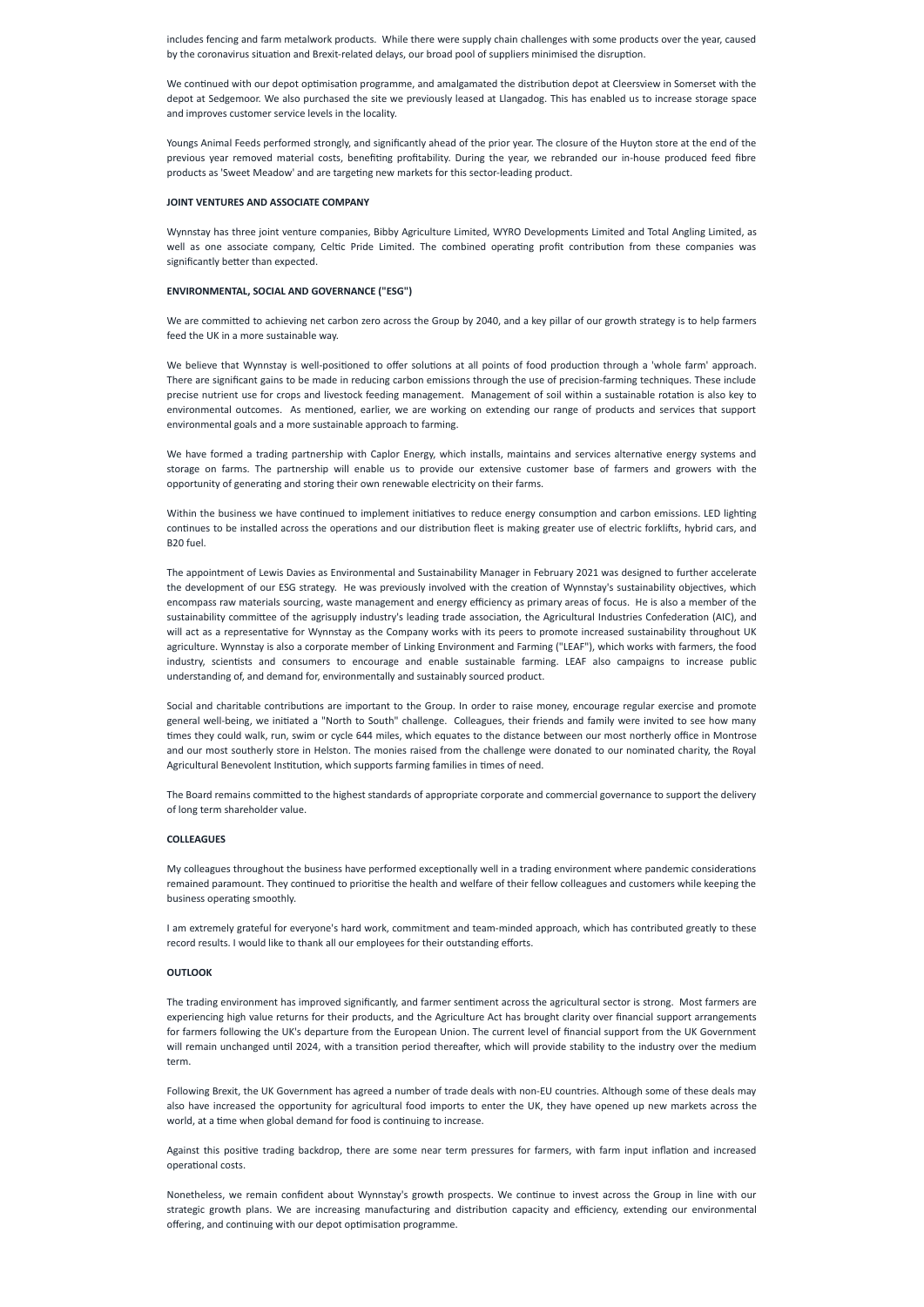includes fencing and farm metalwork products. While there were supply chain challenges with some products over the year, caused by the coronavirus situation and Brexit-related delays, our broad pool of suppliers minimised the disruption.

We continued with our depot optimisation programme, and amalgamated the distribution depot at Cleersview in Somerset with the depot at Sedgemoor. We also purchased the site we previously leased at Llangadog. This has enabled us to increase storage space and improves customer service levels in the locality.

Youngs Animal Feeds performed strongly, and significantly ahead of the prior year. The closure of the Huyton store at the end of the previous year removed material costs, benefiting profitability. During the year, we rebranded our in-house produced feed fibre products as 'Sweet Meadow' and are targeting new markets for this sector-leading product.

**JOINT VENTURES AND ASSOCIATE COMPANY**

Wynnstay has three joint venture companies, Bibby Agriculture Limited, WYRO Developments Limited and Total Angling Limited, as well as one associate company, Celtic Pride Limited. The combined operating profit contribution from these companies was significantly better than expected.

**ENVIRONMENTAL, SOCIAL AND GOVERNANCE ("ESG")**

We are committed to achieving net carbon zero across the Group by 2040, and a key pillar of our growth strategy is to help farmers feed the UK in a more sustainable way.

We believe that Wynnstay is well-positioned to offer solutions at all points of food production through a 'whole farm' approach. There are significant gains to be made in reducing carbon emissions through the use of precision-farming techniques. These include precise nutrient use for crops and livestock feeding management. Management of soil within a sustainable rotation is also key to environmental outcomes. As mentioned, earlier, we are working on extending our range of products and services that support environmental goals and a more sustainable approach to farming.

We have formed a trading partnership with Caplor Energy, which installs, maintains and services alternative energy systems and storage on farms. The partnership will enable us to provide our extensive customer base of farmers and growers with the opportunity of generating and storing their own renewable electricity on their farms.

Within the business we have continued to implement initiatives to reduce energy consumption and carbon emissions. LED lighting continues to be installed across the operations and our distribution fleet is making greater use of electric forklifts, hybrid cars, and B20 fuel.

The appointment of Lewis Davies as Environmental and Sustainability Manager in February 2021 was designed to further accelerate the development of our ESG strategy. He was previously involved with the creation of Wynnstay's sustainability objectives, which encompass raw materials sourcing, waste management and energy efficiency as primary areas of focus. He is also a member of the sustainability committee of the agrisupply industry's leading trade association, the Agricultural Industries Confederation (AIC), and will act as a representative for Wynnstay as the Company works with its peers to promote increased sustainability throughout UK agriculture. Wynnstay is also a corporate member of Linking Environment and Farming ("LEAF"), which works with farmers, the food industry, scientists and consumers to encourage and enable sustainable farming. LEAF also campaigns to increase public understanding of, and demand for, environmentally and sustainably sourced product.

Social and charitable contributions are important to the Group. In order to raise money, encourage regular exercise and promote general well-being, we initiated a "North to South" challenge. Colleagues, their friends and family were invited to see how many times they could walk, run, swim or cycle 644 miles, which equates to the distance between our most northerly office in Montrose and our most southerly store in Helston. The monies raised from the challenge were donated to our nominated charity, the Royal Agricultural Benevolent Institution, which supports farming families in times of need.

The Board remains committed to the highest standards of appropriate corporate and commercial governance to support the delivery of long term shareholder value.

**COLLEAGUES**

My colleagues throughout the business have performed exceptionally well in a trading environment where pandemic considerations remained paramount. They continued to prioritise the health and welfare of their fellow colleagues and customers while keeping the business operating smoothly.

I am extremely grateful for everyone's hard work, commitment and team-minded approach, which has contributed greatly to these record results. I would like to thank all our employees for their outstanding efforts.

**OUTLOOK**

The trading environment has improved significantly, and farmer sentiment across the agricultural sector is strong. Most farmers are experiencing high value returns for their products, and the Agriculture Act has brought clarity over financial support arrangements for farmers following the UK's departure from the European Union. The current level of financial support from the UK Government will remain unchanged until 2024, with a transition period thereafter, which will provide stability to the industry over the medium term.

Following Brexit, the UK Government has agreed a number of trade deals with non-EU countries. Although some of these deals may also have increased the opportunity for agricultural food imports to enter the UK, they have opened up new markets across the world, at a time when global demand for food is continuing to increase.

Against this positive trading backdrop, there are some near term pressures for farmers, with farm input inflation and increased operational costs.

Nonetheless, we remain confident about Wynnstay's growth prospects. We continue to invest across the Group in line with our strategic growth plans. We are increasing manufacturing and distribution capacity and efficiency, extending our environmental offering, and continuing with our depot optimisation programme.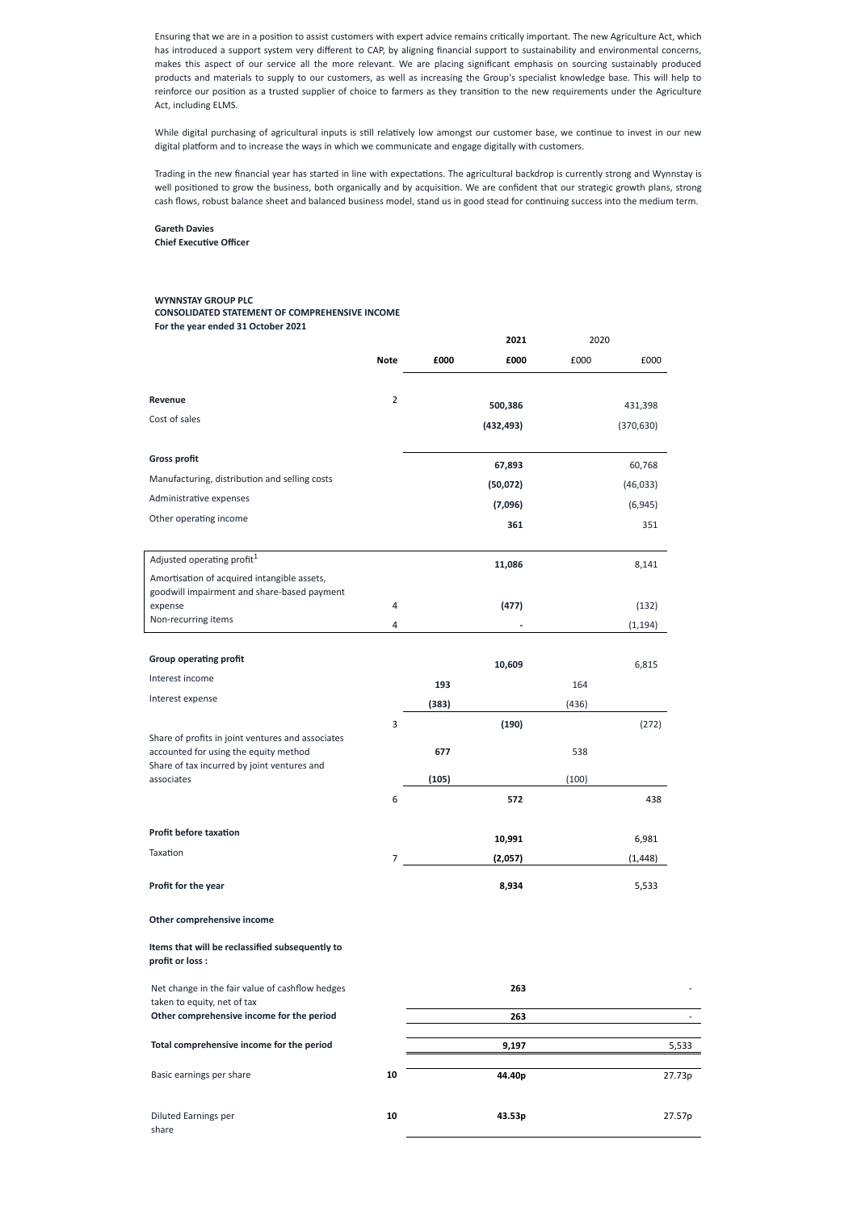Ensuring that we are in a position to assist customers with expert advice remains critically important. The new Agriculture Act, which has introduced a support system very different to CAP, by aligning financial support to sustainability and environmental concerns, makes this aspect of our service all the more relevant. We are placing significant emphasis on sourcing sustainably produced products and materials to supply to our customers, as well as increasing the Group's specialist knowledge base. This will help to reinforce our position as a trusted supplier of choice to farmers as they transition to the new requirements under the Agriculture Act, including ELMS.

While digital purchasing of agricultural inputs is still relatively low amongst our customer base, we continue to invest in our new digital platform and to increase the ways in which we communicate and engage digitally with customers.

Trading in the new financial year has started in line with expectations. The agricultural backdrop is currently strong and Wynnstay is well positioned to grow the business, both organically and by acquisition. We are confident that our strategic growth plans, strong cash flows, robust balance sheet and balanced business model, stand us in good stead for continuing success into the medium term.

**Gareth Davies**
**Chief Executive Officer**

**WYNNSTAY GROUP PLC**
**CONSOLIDATED STATEMENT OF COMPREHENSIVE INCOME**
**For the year ended 31 October 2021**

| | Note | 2021 £000 | 2021 £000 | 2020 £000 | 2020 £000 |
|---|---|---|---|---|---|
| **Revenue** | 2 | | **500,386** | | 431,398 |
| Cost of sales | | | **(432,493)** | | (370,630) |
| **Gross profit** | | | **67,893** | | 60,768 |
| Manufacturing, distribution and selling costs | | | **(50,072)** | | (46,033) |
| Administrative expenses | | | **(7,096)** | | (6,945) |
| Other operating income | | | **361** | | 351 |
| Adjusted operating profit[1] | | | **11,086** | | 8,141 |
| Amortisation of acquired intangible assets, goodwill impairment and share-based payment expense | 4 | | **(477)** | | (132) |
| Non-recurring items | 4 | | **-** | | (1,194) |
| **Group operating profit** | | | **10,609** | | 6,815 |
| Interest income | | **193** | | 164 | |
| Interest expense | | **(383)** | | (436) | |
| | 3 | | **(190)** | | (272) |
| Share of profits in joint ventures and associates accounted for using the equity method | | **677** | | 538 | |
| Share of tax incurred by joint ventures and associates | | **(105)** | | (100) | |
| | 6 | | **572** | | 438 |
| **Profit before taxation** | | | **10,991** | | 6,981 |
| Taxation | 7 | | **(2,057)** | | (1,448) |
| **Profit for the year** | | | **8,934** | | 5,533 |
| **Other comprehensive income** | | | | | |
| **Items that will be reclassified subsequently to profit or loss :** | | | | | |
| Net change in the fair value of cashflow hedges taken to equity, net of tax | | | **263** | | - |
| **Other comprehensive income for the period** | | | **263** | | - |
| **Total comprehensive income for the period** | | | **9,197** | | 5,533 |
| Basic earnings per share | **10** | | **44.40p** | | 27.73p |
| Diluted Earnings per share | **10** | | **43.53p** | | 27.57p |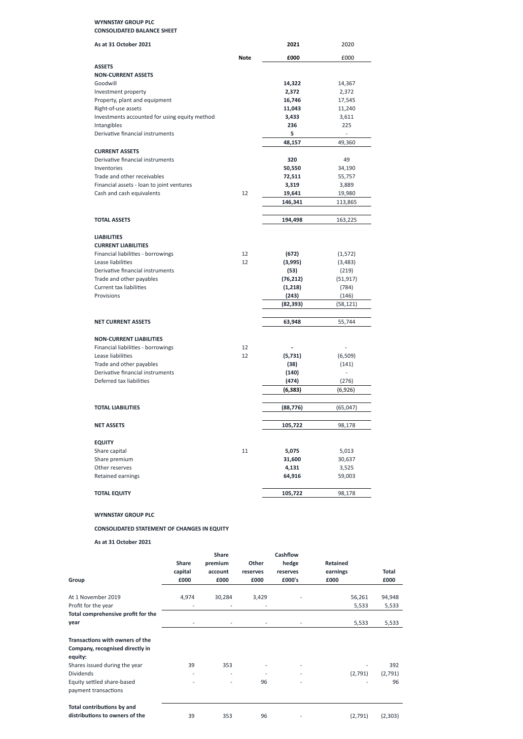**WYNNSTAY GROUP PLC**
**CONSOLIDATED BALANCE SHEET**

| As at 31 October 2021 | Note | 2021 £000 | 2020 £000 |
|---|---|---|---|
| **ASSETS** | | | |
| **NON-CURRENT ASSETS** | | | |
| Goodwill | | **14,322** | 14,367 |
| Investment property | | **2,372** | 2,372 |
| Property, plant and equipment | | **16,746** | 17,545 |
| Right-of-use assets | | **11,043** | 11,240 |
| Investments accounted for using equity method | | **3,433** | 3,611 |
| Intangibles | | **236** | 225 |
| Derivative financial instruments | | **5** | - |
| | | **48,157** | 49,360 |
| **CURRENT ASSETS** | | | |
| Derivative financial instruments | | **320** | 49 |
| Inventories | | **50,550** | 34,190 |
| Trade and other receivables | | **72,511** | 55,757 |
| Financial assets - loan to joint ventures | | **3,319** | 3,889 |
| Cash and cash equivalents | 12 | **19,641** | 19,980 |
| | | **146,341** | 113,865 |
| **TOTAL ASSETS** | | **194,498** | 163,225 |
| **LIABILITIES** | | | |
| **CURRENT LIABILITIES** | | | |
| Financial liabilities - borrowings | 12 | **(672)** | (1,572) |
| Lease liabilities | 12 | **(3,995)** | (3,483) |
| Derivative financial instruments | | **(53)** | (219) |
| Trade and other payables | | **(76,212)** | (51,917) |
| Current tax liabilities | | **(1,218)** | (784) |
| Provisions | | **(243)** | (146) |
| | | **(82,393)** | (58,121) |
| **NET CURRENT ASSETS** | | **63,948** | 55,744 |
| **NON-CURRENT LIABILITIES** | | | |
| Financial liabilities - borrowings | 12 | **-** | - |
| Lease liabilities | 12 | **(5,731)** | (6,509) |
| Trade and other payables | | **(38)** | (141) |
| Derivative financial instruments | | **(140)** | - |
| Deferred tax liabilities | | **(474)** | (276) |
| | | **(6,383)** | (6,926) |
| **TOTAL LIABILITIES** | | **(88,776)** | (65,047) |
| **NET ASSETS** | | **105,722** | 98,178 |
| **EQUITY** | | | |
| Share capital | 11 | **5,075** | 5,013 |
| Share premium | | **31,600** | 30,637 |
| Other reserves | | **4,131** | 3,525 |
| Retained earnings | | **64,916** | 59,003 |
| **TOTAL EQUITY** | | **105,722** | 98,178 |

**WYNNSTAY GROUP PLC**

**CONSOLIDATED STATEMENT OF CHANGES IN EQUITY**

**As at 31 October 2021**

| Group | Share capital £000 | Share premium account £000 | Other reserves £000 | Cashflow hedge reserves £000's | Retained earnings £000 | Total £000 |
|---|---|---|---|---|---|---|
| At 1 November 2019 | 4,974 | 30,284 | 3,429 | - | 56,261 | 94,948 |
| Profit for the year | - | - | - | | 5,533 | 5,533 |
| **Total comprehensive profit for the year** | - | - | - | - | 5,533 | 5,533 |
| **Transactions with owners of the Company, recognised directly in equity:** | | | | | | |
| Shares issued during the year | 39 | 353 | - | - | - | 392 |
| Dividends | - | - | - | - | (2,791) | (2,791) |
| Equity settled share-based payment transactions | - | - | 96 | - | - | 96 |
| **Total contributions by and distributions to owners of the** | 39 | 353 | 96 | - | (2,791) | (2,303) |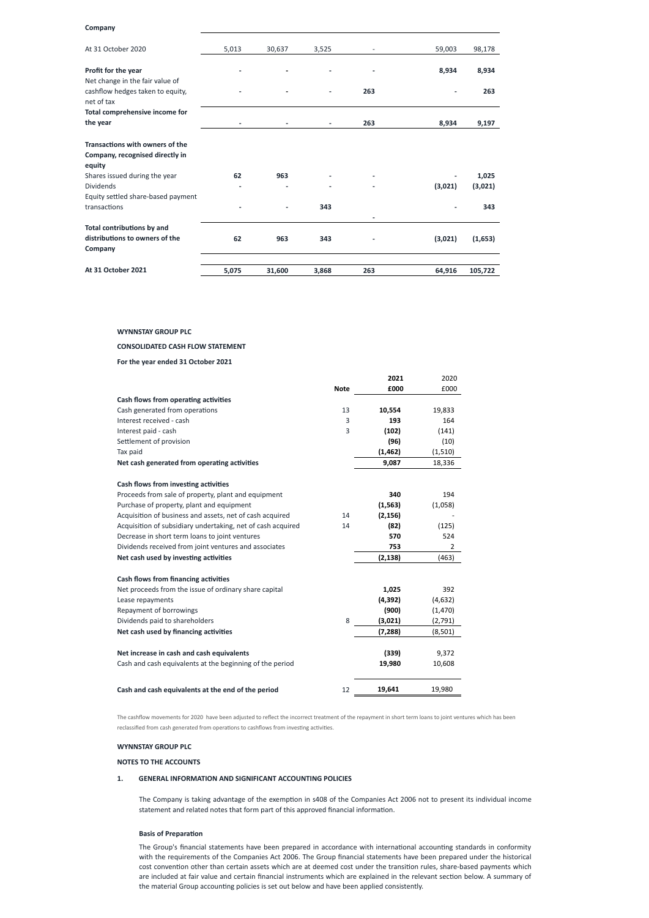**Company**

| | | | | | | |
|---|---|---|---|---|---|---|
| At 31 October 2020 | 5,013 | 30,637 | 3,525 | - | 59,003 | 98,178 |
| **Profit for the year** | - | - | - | - | **8,934** | **8,934** |
| Net change in the fair value of cashflow hedges taken to equity, net of tax | - | - | - | **263** | - | **263** |
| **Total comprehensive income for the year** | - | - | - | **263** | **8,934** | **9,197** |
| **Transactions with owners of the Company, recognised directly in equity** | | | | | | |
| Shares issued during the year | **62** | **963** | - | - | - | **1,025** |
| Dividends | - | - | - | - | **(3,021)** | **(3,021)** |
| Equity settled share-based payment transactions | - | - | **343** | - | - | **343** |
| **Total contributions by and distributions to owners of the Company** | **62** | **963** | **343** | - | **(3,021)** | **(1,653)** |
| **At 31 October 2021** | **5,075** | **31,600** | **3,868** | **263** | **64,916** | **105,722** |

**WYNNSTAY GROUP PLC**

**CONSOLIDATED CASH FLOW STATEMENT**

**For the year ended 31 October 2021**

| | Note | 2021 £000 | 2020 £000 |
|---|---|---|---|
| **Cash flows from operating activities** | | | |
| Cash generated from operations | 13 | **10,554** | 19,833 |
| Interest received - cash | 3 | **193** | 164 |
| Interest paid - cash | 3 | **(102)** | (141) |
| Settlement of provision | | **(96)** | (10) |
| Tax paid | | **(1,462)** | (1,510) |
| **Net cash generated from operating activities** | | **9,087** | 18,336 |
| **Cash flows from investing activities** | | | |
| Proceeds from sale of property, plant and equipment | | **340** | 194 |
| Purchase of property, plant and equipment | | **(1,563)** | (1,058) |
| Acquisition of business and assets, net of cash acquired | 14 | **(2,156)** | - |
| Acquisition of subsidiary undertaking, net of cash acquired | 14 | **(82)** | (125) |
| Decrease in short term loans to joint ventures | | **570** | 524 |
| Dividends received from joint ventures and associates | | **753** | 2 |
| **Net cash used by investing activities** | | **(2,138)** | (463) |
| **Cash flows from financing activities** | | | |
| Net proceeds from the issue of ordinary share capital | | **1,025** | 392 |
| Lease repayments | | **(4,392)** | (4,632) |
| Repayment of borrowings | | **(900)** | (1,470) |
| Dividends paid to shareholders | 8 | **(3,021)** | (2,791) |
| **Net cash used by financing activities** | | **(7,288)** | (8,501) |
| **Net increase in cash and cash equivalents** | | **(339)** | 9,372 |
| Cash and cash equivalents at the beginning of the period | | **19,980** | 10,608 |
| **Cash and cash equivalents at the end of the period** | 12 | **19,641** | 19,980 |

The cashflow movements for 2020 have been adjusted to reflect the incorrect treatment of the repayment in short term loans to joint ventures which has been reclassified from cash generated from operations to cashflows from investing activities.

**WYNNSTAY GROUP PLC**

**NOTES TO THE ACCOUNTS**

**1. GENERAL INFORMATION AND SIGNIFICANT ACCOUNTING POLICIES**

The Company is taking advantage of the exemption in s408 of the Companies Act 2006 not to present its individual income statement and related notes that form part of this approved financial information.

**Basis of Preparation**

The Group's financial statements have been prepared in accordance with international accounting standards in conformity with the requirements of the Companies Act 2006. The Group financial statements have been prepared under the historical cost convention other than certain assets which are at deemed cost under the transition rules, share-based payments which are included at fair value and certain financial instruments which are explained in the relevant section below. A summary of the material Group accounting policies is set out below and have been applied consistently.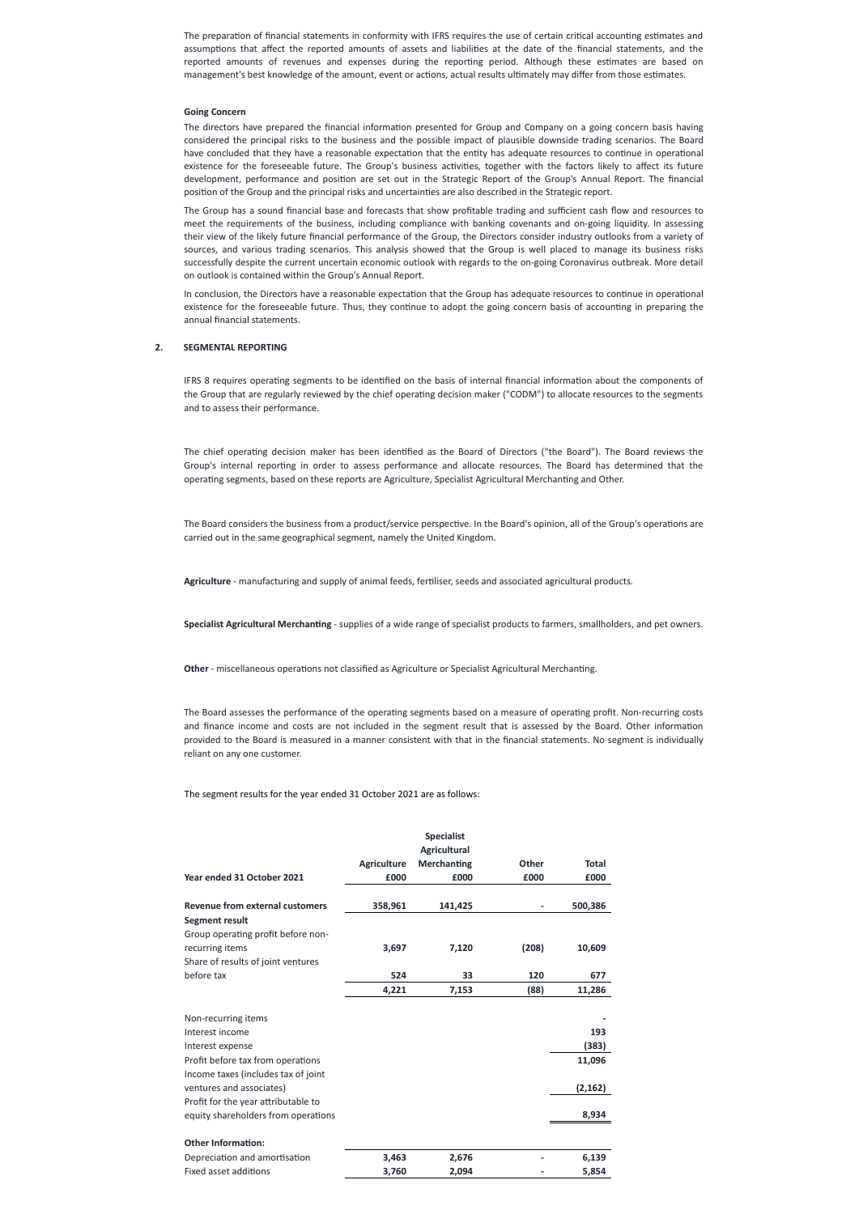The preparation of financial statements in conformity with IFRS requires the use of certain critical accounting estimates and assumptions that affect the reported amounts of assets and liabilities at the date of the financial statements, and the reported amounts of revenues and expenses during the reporting period. Although these estimates are based on management's best knowledge of the amount, event or actions, actual results ultimately may differ from those estimates.

**Going Concern**

The directors have prepared the financial information presented for Group and Company on a going concern basis having considered the principal risks to the business and the possible impact of plausible downside trading scenarios. The Board have concluded that they have a reasonable expectation that the entity has adequate resources to continue in operational existence for the foreseeable future. The Group's business activities, together with the factors likely to affect its future development, performance and position are set out in the Strategic Report of the Group's Annual Report. The financial position of the Group and the principal risks and uncertainties are also described in the Strategic report.

The Group has a sound financial base and forecasts that show profitable trading and sufficient cash flow and resources to meet the requirements of the business, including compliance with banking covenants and on-going liquidity. In assessing their view of the likely future financial performance of the Group, the Directors consider industry outlooks from a variety of sources, and various trading scenarios. This analysis showed that the Group is well placed to manage its business risks successfully despite the current uncertain economic outlook with regards to the on-going Coronavirus outbreak. More detail on outlook is contained within the Group's Annual Report.

In conclusion, the Directors have a reasonable expectation that the Group has adequate resources to continue in operational existence for the foreseeable future. Thus, they continue to adopt the going concern basis of accounting in preparing the annual financial statements.

## 2. SEGMENTAL REPORTING

IFRS 8 requires operating segments to be identified on the basis of internal financial information about the components of the Group that are regularly reviewed by the chief operating decision maker ("CODM") to allocate resources to the segments and to assess their performance.

The chief operating decision maker has been identified as the Board of Directors ("the Board"). The Board reviews the Group's internal reporting in order to assess performance and allocate resources. The Board has determined that the operating segments, based on these reports are Agriculture, Specialist Agricultural Merchanting and Other.

The Board considers the business from a product/service perspective. In the Board's opinion, all of the Group's operations are carried out in the same geographical segment, namely the United Kingdom.

**Agriculture** - manufacturing and supply of animal feeds, fertiliser, seeds and associated agricultural products.

**Specialist Agricultural Merchanting** - supplies of a wide range of specialist products to farmers, smallholders, and pet owners.

**Other** - miscellaneous operations not classified as Agriculture or Specialist Agricultural Merchanting.

The Board assesses the performance of the operating segments based on a measure of operating profit. Non-recurring costs and finance income and costs are not included in the segment result that is assessed by the Board. Other information provided to the Board is measured in a manner consistent with that in the financial statements. No segment is individually reliant on any one customer.

The segment results for the year ended 31 October 2021 are as follows:

| Year ended 31 October 2021 | Agriculture £000 | Specialist Agricultural Merchanting £000 | Other £000 | Total £000 |
|---|---|---|---|---|
| **Revenue from external customers** | **358,961** | **141,425** | **-** | **500,386** |
| **Segment result** | | | | |
| Group operating profit before non-recurring items | **3,697** | **7,120** | **(208)** | **10,609** |
| Share of results of joint ventures before tax | **524** | **33** | **120** | **677** |
| | **4,221** | **7,153** | **(88)** | **11,286** |
| Non-recurring items | | | | **-** |
| Interest income | | | | **193** |
| Interest expense | | | | **(383)** |
| Profit before tax from operations | | | | **11,096** |
| Income taxes (includes tax of joint ventures and associates) | | | | **(2,162)** |
| Profit for the year attributable to equity shareholders from operations | | | | **8,934** |
| **Other Information:** | | | | |
| Depreciation and amortisation | **3,463** | **2,676** | **-** | **6,139** |
| Fixed asset additions | **3,760** | **2,094** | **-** | **5,854** |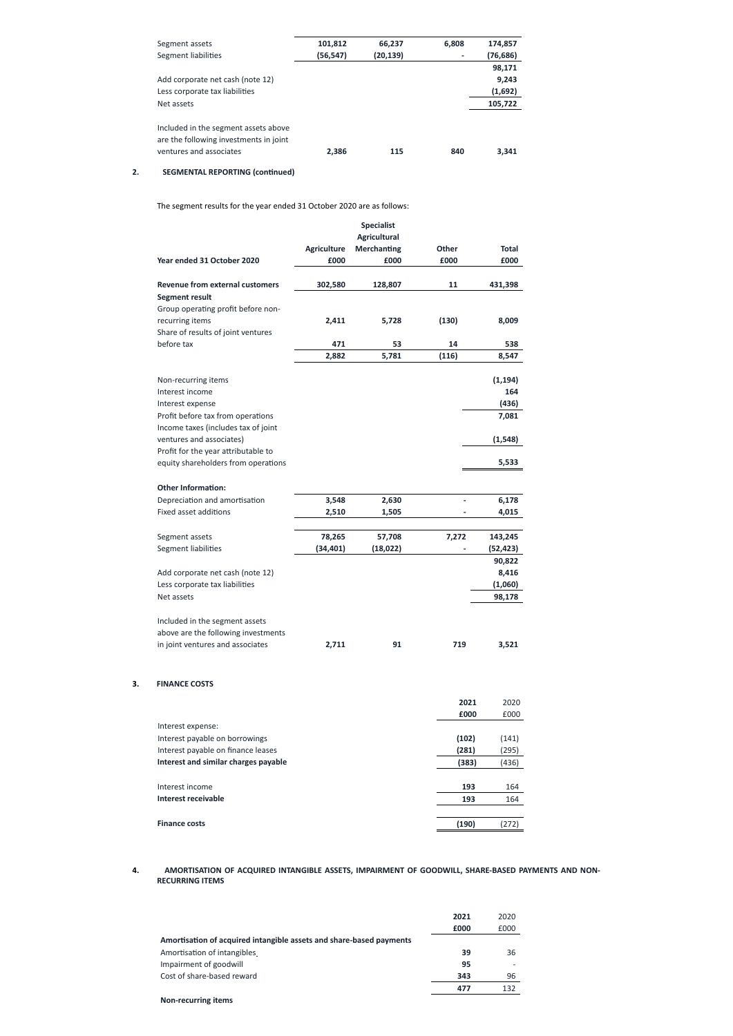| | | | | |
|---|---|---|---|---|
| Segment assets | 101,812 | 66,237 | 6,808 | 174,857 |
| Segment liabilities | (56,547) | (20,139) | - | (76,686) |
| | | | | 98,171 |
| Add corporate net cash (note 12) | | | | 9,243 |
| Less corporate tax liabilities | | | | (1,692) |
| Net assets | | | | 105,722 |
| | | | | |
| Included in the segment assets above are the following investments in joint ventures and associates | 2,386 | 115 | 840 | 3,341 |

## 2. SEGMENTAL REPORTING (continued)

The segment results for the year ended 31 October 2020 are as follows:

| Year ended 31 October 2020 | Agriculture £000 | Specialist Agricultural Merchanting £000 | Other £000 | Total £000 |
|---|---|---|---|---|
| **Revenue from external customers** | 302,580 | 128,807 | 11 | 431,398 |
| **Segment result** | | | | |
| Group operating profit before non-recurring items | 2,411 | 5,728 | (130) | 8,009 |
| Share of results of joint ventures before tax | 471 | 53 | 14 | 538 |
| | 2,882 | 5,781 | (116) | 8,547 |
| | | | | |
| Non-recurring items | | | | (1,194) |
| Interest income | | | | 164 |
| Interest expense | | | | (436) |
| Profit before tax from operations | | | | 7,081 |
| Income taxes (includes tax of joint ventures and associates) | | | | (1,548) |
| Profit for the year attributable to equity shareholders from operations | | | | 5,533 |
| | | | | |
| **Other Information:** | | | | |
| Depreciation and amortisation | 3,548 | 2,630 | - | 6,178 |
| Fixed asset additions | 2,510 | 1,505 | - | 4,015 |
| | | | | |
| Segment assets | 78,265 | 57,708 | 7,272 | 143,245 |
| Segment liabilities | (34,401) | (18,022) | - | (52,423) |
| | | | | 90,822 |
| Add corporate net cash (note 12) | | | | 8,416 |
| Less corporate tax liabilities | | | | (1,060) |
| Net assets | | | | 98,178 |
| | | | | |
| Included in the segment assets above are the following investments in joint ventures and associates | 2,711 | 91 | 719 | 3,521 |

## 3. FINANCE COSTS

| | 2021 £000 | 2020 £000 |
|---|---|---|
| Interest expense: | | |
| Interest payable on borrowings | (102) | (141) |
| Interest payable on finance leases | (281) | (295) |
| **Interest and similar charges payable** | (383) | (436) |
| | | |
| Interest income | 193 | 164 |
| **Interest receivable** | 193 | 164 |
| | | |
| **Finance costs** | (190) | (272) |

## 4. AMORTISATION OF ACQUIRED INTANGIBLE ASSETS, IMPAIRMENT OF GOODWILL, SHARE-BASED PAYMENTS AND NON-RECURRING ITEMS

| | 2021 £000 | 2020 £000 |
|---|---|---|
| **Amortisation of acquired intangible assets and share-based payments** | | |
| Amortisation of intangibles | 39 | 36 |
| Impairment of goodwill | 95 | - |
| Cost of share-based reward | 343 | 96 |
| | 477 | 132 |

**Non-recurring items**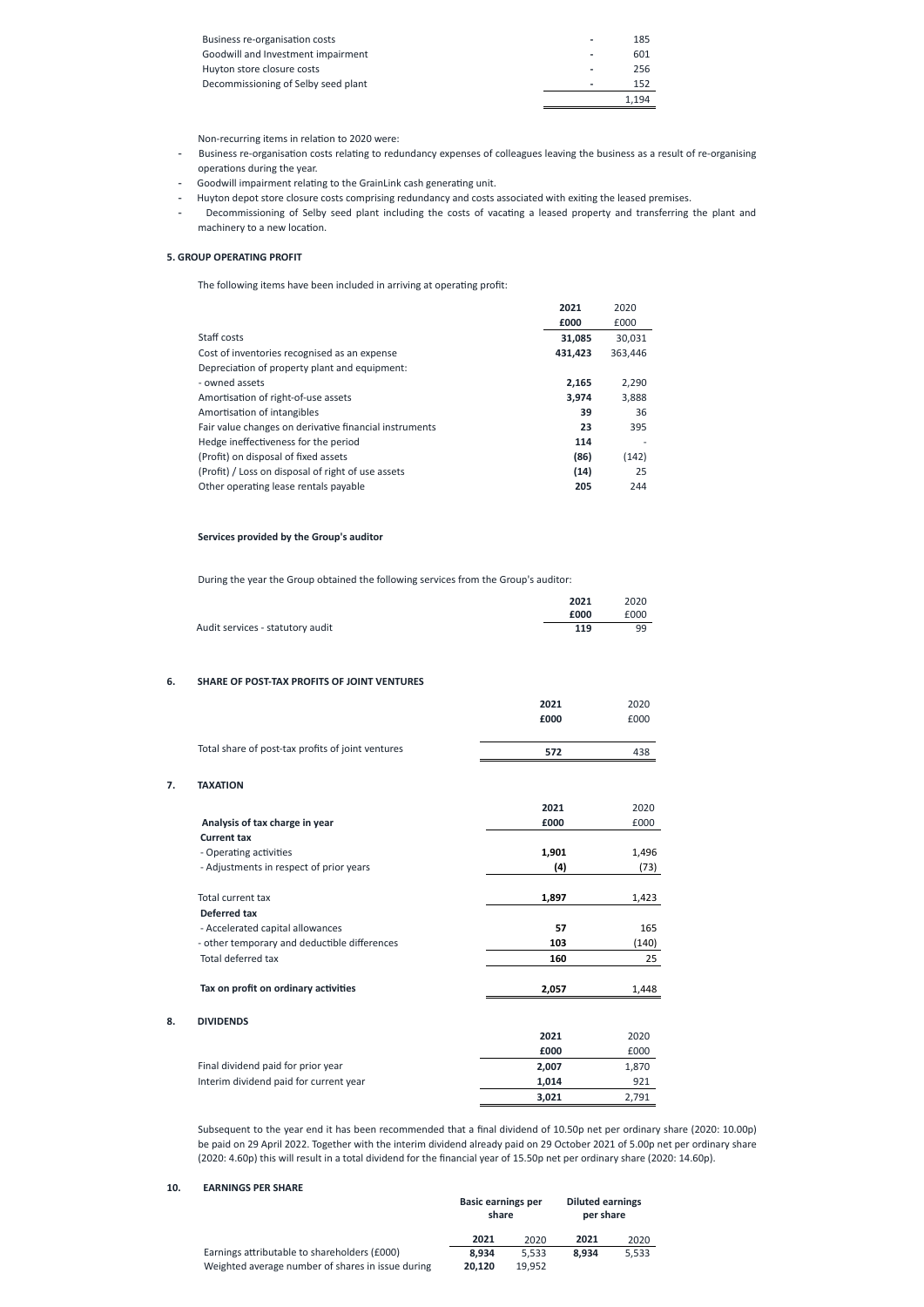| | | |
|---|---|---|
| Business re-organisation costs | - | 185 |
| Goodwill and Investment impairment | - | 601 |
| Huyton store closure costs | - | 256 |
| Decommissioning of Selby seed plant | - | 152 |
| | | 1,194 |

Non-recurring items in relation to 2020 were:

- Business re-organisation costs relating to redundancy expenses of colleagues leaving the business as a result of re-organising operations during the year.
- Goodwill impairment relating to the GrainLink cash generating unit.
- Huyton depot store closure costs comprising redundancy and costs associated with exiting the leased premises.
- Decommissioning of Selby seed plant including the costs of vacating a leased property and transferring the plant and machinery to a new location.

**5. GROUP OPERATING PROFIT**

The following items have been included in arriving at operating profit:

| | **2021** | 2020 |
|---|---|---|
| | **£000** | £000 |
| Staff costs | **31,085** | 30,031 |
| Cost of inventories recognised as an expense | **431,423** | 363,446 |
| Depreciation of property plant and equipment: | | |
| - owned assets | **2,165** | 2,290 |
| Amortisation of right-of-use assets | **3,974** | 3,888 |
| Amortisation of intangibles | **39** | 36 |
| Fair value changes on derivative financial instruments | **23** | 395 |
| Hedge ineffectiveness for the period | **114** | - |
| (Profit) on disposal of fixed assets | **(86)** | (142) |
| (Profit) / Loss on disposal of right of use assets | **(14)** | 25 |
| Other operating lease rentals payable | **205** | 244 |

**Services provided by the Group's auditor**

During the year the Group obtained the following services from the Group's auditor:

| | **2021** | 2020 |
|---|---|---|
| | **£000** | £000 |
| Audit services - statutory audit | **119** | 99 |

**6. SHARE OF POST-TAX PROFITS OF JOINT VENTURES**

| | **2021** | 2020 |
|---|---|---|
| | **£000** | £000 |
| Total share of post-tax profits of joint ventures | **572** | 438 |

**7. TAXATION**

| | **2021** | 2020 |
|---|---|---|
| **Analysis of tax charge in year** | **£000** | £000 |
| **Current tax** | | |
| - Operating activities | **1,901** | 1,496 |
| - Adjustments in respect of prior years | **(4)** | (73) |
| Total current tax | **1,897** | 1,423 |
| **Deferred tax** | | |
| - Accelerated capital allowances | **57** | 165 |
| - other temporary and deductible differences | **103** | (140) |
| Total deferred tax | **160** | 25 |
| **Tax on profit on ordinary activities** | **2,057** | 1,448 |

**8. DIVIDENDS**

| | **2021** | 2020 |
|---|---|---|
| | **£000** | £000 |
| Final dividend paid for prior year | **2,007** | 1,870 |
| Interim dividend paid for current year | **1,014** | 921 |
| | **3,021** | 2,791 |

Subsequent to the year end it has been recommended that a final dividend of 10.50p net per ordinary share (2020: 10.00p) be paid on 29 April 2022. Together with the interim dividend already paid on 29 October 2021 of 5.00p net per ordinary share (2020: 4.60p) this will result in a total dividend for the financial year of 15.50p net per ordinary share (2020: 14.60p).

**10. EARNINGS PER SHARE**

| | **Basic earnings per share** | | **Diluted earnings per share** | |
|---|---|---|---|---|
| | **2021** | 2020 | **2021** | 2020 |
| Earnings attributable to shareholders (£000) | **8,934** | 5,533 | **8,934** | 5,533 |
| Weighted average number of shares in issue during | **20,120** | 19,952 | | |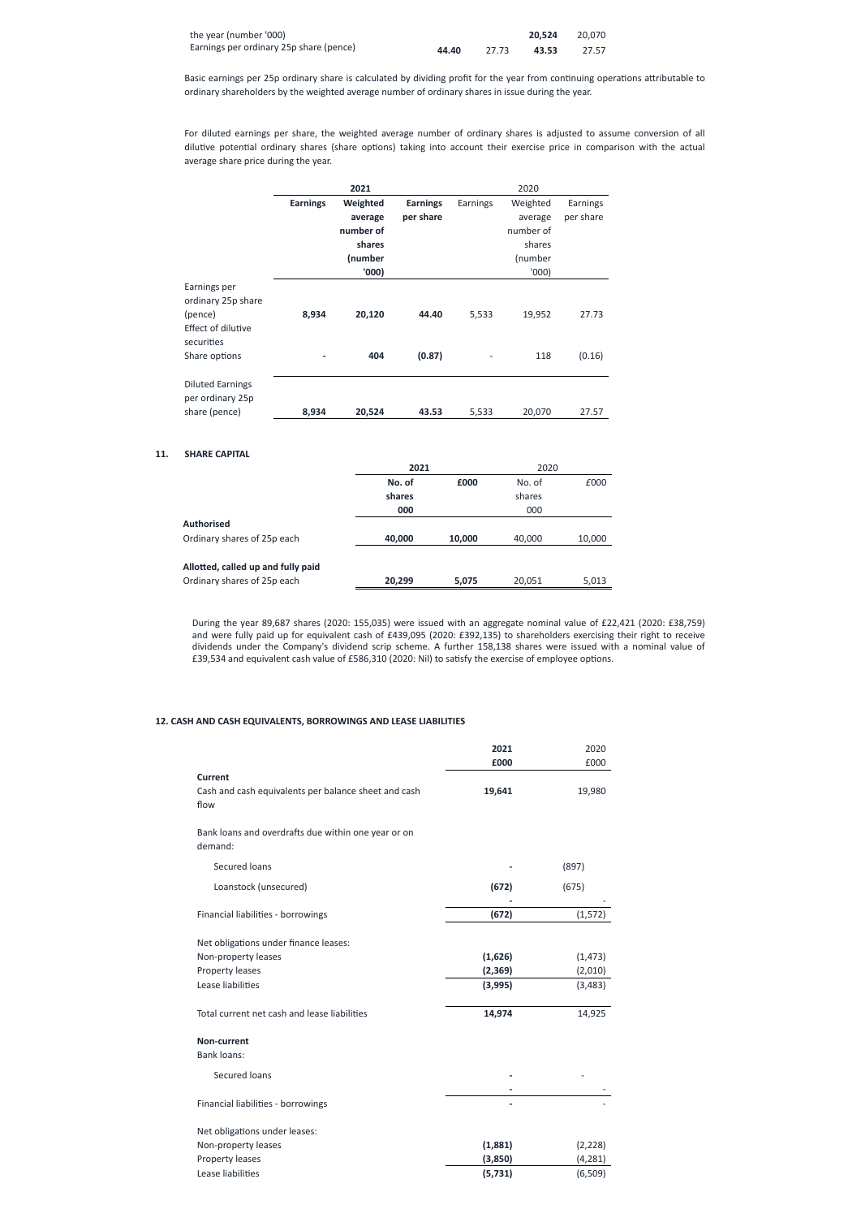| | | | | |
|---|---|---|---|---|
| the year (number '000) | | | **20,524** | 20,070 |
| Earnings per ordinary 25p share (pence) | **44.40** | 27.73 | **43.53** | 27.57 |

Basic earnings per 25p ordinary share is calculated by dividing profit for the year from continuing operations attributable to ordinary shareholders by the weighted average number of ordinary shares in issue during the year.

For diluted earnings per share, the weighted average number of ordinary shares is adjusted to assume conversion of all dilutive potential ordinary shares (share options) taking into account their exercise price in comparison with the actual average share price during the year.

| | **2021** | | | 2020 | | |
|---|---|---|---|---|---|---|
| | **Earnings** | **Weighted average number of shares (number '000)** | **Earnings per share** | Earnings | Weighted average number of shares (number '000) | Earnings per share |
| Earnings per ordinary 25p share (pence) | **8,934** | **20,120** | **44.40** | 5,533 | 19,952 | 27.73 |
| Effect of dilutive securities | | | | | | |
| Share options | **-** | **404** | **(0.87)** | - | 118 | (0.16) |
| Diluted Earnings per ordinary 25p share (pence) | **8,934** | **20,524** | **43.53** | 5,533 | 20,070 | 27.57 |

## 11. SHARE CAPITAL

| | **2021** | | 2020 | |
|---|---|---|---|---|
| | **No. of shares 000** | **£000** | No. of shares 000 | £000 |
| **Authorised** | | | | |
| Ordinary shares of 25p each | **40,000** | **10,000** | 40,000 | 10,000 |
| **Allotted, called up and fully paid** | | | | |
| Ordinary shares of 25p each | **20,299** | **5,075** | 20,051 | 5,013 |

During the year 89,687 shares (2020: 155,035) were issued with an aggregate nominal value of £22,421 (2020: £38,759) and were fully paid up for equivalent cash of £439,095 (2020: £392,135) to shareholders exercising their right to receive dividends under the Company's dividend scrip scheme. A further 158,138 shares were issued with a nominal value of £39,534 and equivalent cash value of £586,310 (2020: Nil) to satisfy the exercise of employee options.

## 12. CASH AND CASH EQUIVALENTS, BORROWINGS AND LEASE LIABILITIES

| | **2021 £000** | 2020 £000 |
|---|---|---|
| **Current** | | |
| Cash and cash equivalents per balance sheet and cash flow | **19,641** | 19,980 |
| Bank loans and overdrafts due within one year or on demand: | | |
| Secured loans | **-** | (897) |
| Loanstock (unsecured) | **(672)** | (675) |
| | **-** | - |
| Financial liabilities - borrowings | **(672)** | (1,572) |
| Net obligations under finance leases: | | |
| Non-property leases | **(1,626)** | (1,473) |
| Property leases | **(2,369)** | (2,010) |
| Lease liabilities | **(3,995)** | (3,483) |
| Total current net cash and lease liabilities | **14,974** | 14,925 |
| **Non-current** | | |
| Bank loans: | | |
| Secured loans | **-** | - |
| | **-** | - |
| Financial liabilities - borrowings | **-** | - |
| Net obligations under leases: | | |
| Non-property leases | **(1,881)** | (2,228) |
| Property leases | **(3,850)** | (4,281) |
| Lease liabilities | **(5,731)** | (6,509) |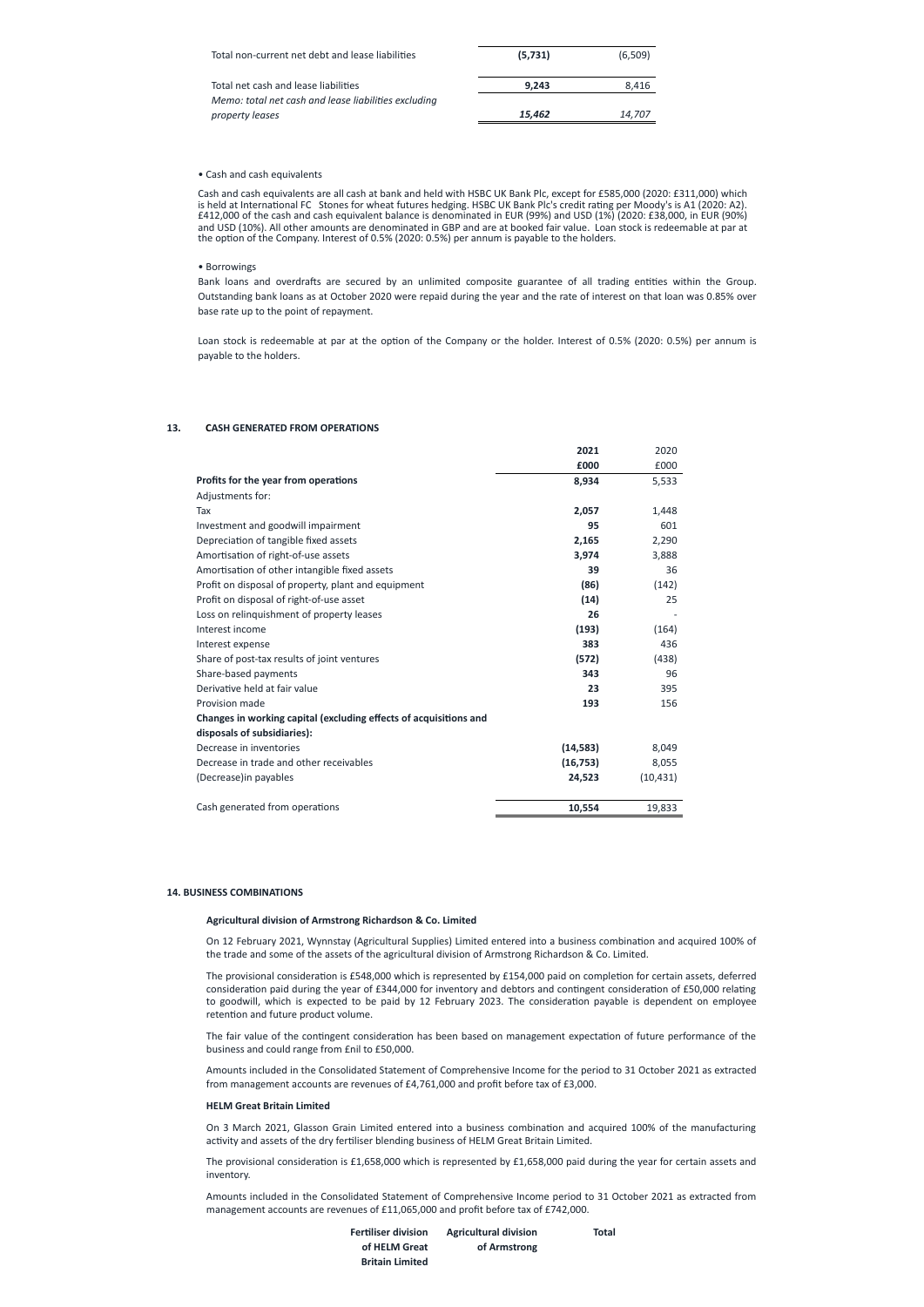| | | |
|---|---|---|
| Total non-current net debt and lease liabilities | **(5,731)** | (6,509) |
| Total net cash and lease liabilities | **9,243** | 8,416 |
| *Memo: total net cash and lease liabilities excluding property leases* | ***15,462*** | *14,707* |

• Cash and cash equivalents

Cash and cash equivalents are all cash at bank and held with HSBC UK Bank Plc, except for £585,000 (2020: £311,000) which is held at International FC Stones for wheat futures hedging. HSBC UK Bank Plc's credit rating per Moody's is A1 (2020: A2). £412,000 of the cash and cash equivalent balance is denominated in EUR (99%) and USD (1%) (2020: £38,000, in EUR (90%) and USD (10%). All other amounts are denominated in GBP and are at booked fair value. Loan stock is redeemable at par at the option of the Company. Interest of 0.5% (2020: 0.5%) per annum is payable to the holders.

• Borrowings

Bank loans and overdrafts are secured by an unlimited composite guarantee of all trading entities within the Group. Outstanding bank loans as at October 2020 were repaid during the year and the rate of interest on that loan was 0.85% over base rate up to the point of repayment.

Loan stock is redeemable at par at the option of the Company or the holder. Interest of 0.5% (2020: 0.5%) per annum is payable to the holders.

## 13. CASH GENERATED FROM OPERATIONS

| | 2021 | 2020 |
|---|---|---|
| | **£000** | £000 |
| **Profits for the year from operations** | **8,934** | 5,533 |
| Adjustments for: | | |
| Tax | **2,057** | 1,448 |
| Investment and goodwill impairment | **95** | 601 |
| Depreciation of tangible fixed assets | **2,165** | 2,290 |
| Amortisation of right-of-use assets | **3,974** | 3,888 |
| Amortisation of other intangible fixed assets | **39** | 36 |
| Profit on disposal of property, plant and equipment | **(86)** | (142) |
| Profit on disposal of right-of-use asset | **(14)** | 25 |
| Loss on relinquishment of property leases | **26** | - |
| Interest income | **(193)** | (164) |
| Interest expense | **383** | 436 |
| Share of post-tax results of joint ventures | **(572)** | (438) |
| Share-based payments | **343** | 96 |
| Derivative held at fair value | **23** | 395 |
| Provision made | **193** | 156 |
| **Changes in working capital (excluding effects of acquisitions and disposals of subsidiaries):** | | |
| Decrease in inventories | **(14,583)** | 8,049 |
| Decrease in trade and other receivables | **(16,753)** | 8,055 |
| (Decrease)in payables | **24,523** | (10,431) |
| Cash generated from operations | **10,554** | 19,833 |

## 14. BUSINESS COMBINATIONS

### Agricultural division of Armstrong Richardson & Co. Limited

On 12 February 2021, Wynnstay (Agricultural Supplies) Limited entered into a business combination and acquired 100% of the trade and some of the assets of the agricultural division of Armstrong Richardson & Co. Limited.

The provisional consideration is £548,000 which is represented by £154,000 paid on completion for certain assets, deferred consideration paid during the year of £344,000 for inventory and debtors and contingent consideration of £50,000 relating to goodwill, which is expected to be paid by 12 February 2023. The consideration payable is dependent on employee retention and future product volume.

The fair value of the contingent consideration has been based on management expectation of future performance of the business and could range from £nil to £50,000.

Amounts included in the Consolidated Statement of Comprehensive Income for the period to 31 October 2021 as extracted from management accounts are revenues of £4,761,000 and profit before tax of £3,000.

### HELM Great Britain Limited

On 3 March 2021, Glasson Grain Limited entered into a business combination and acquired 100% of the manufacturing activity and assets of the dry fertiliser blending business of HELM Great Britain Limited.

The provisional consideration is £1,658,000 which is represented by £1,658,000 paid during the year for certain assets and inventory.

Amounts included in the Consolidated Statement of Comprehensive Income period to 31 October 2021 as extracted from management accounts are revenues of £11,065,000 and profit before tax of £742,000.

| Fertiliser division of HELM Great Britain Limited | Agricultural division of Armstrong | Total |
|---|---|---|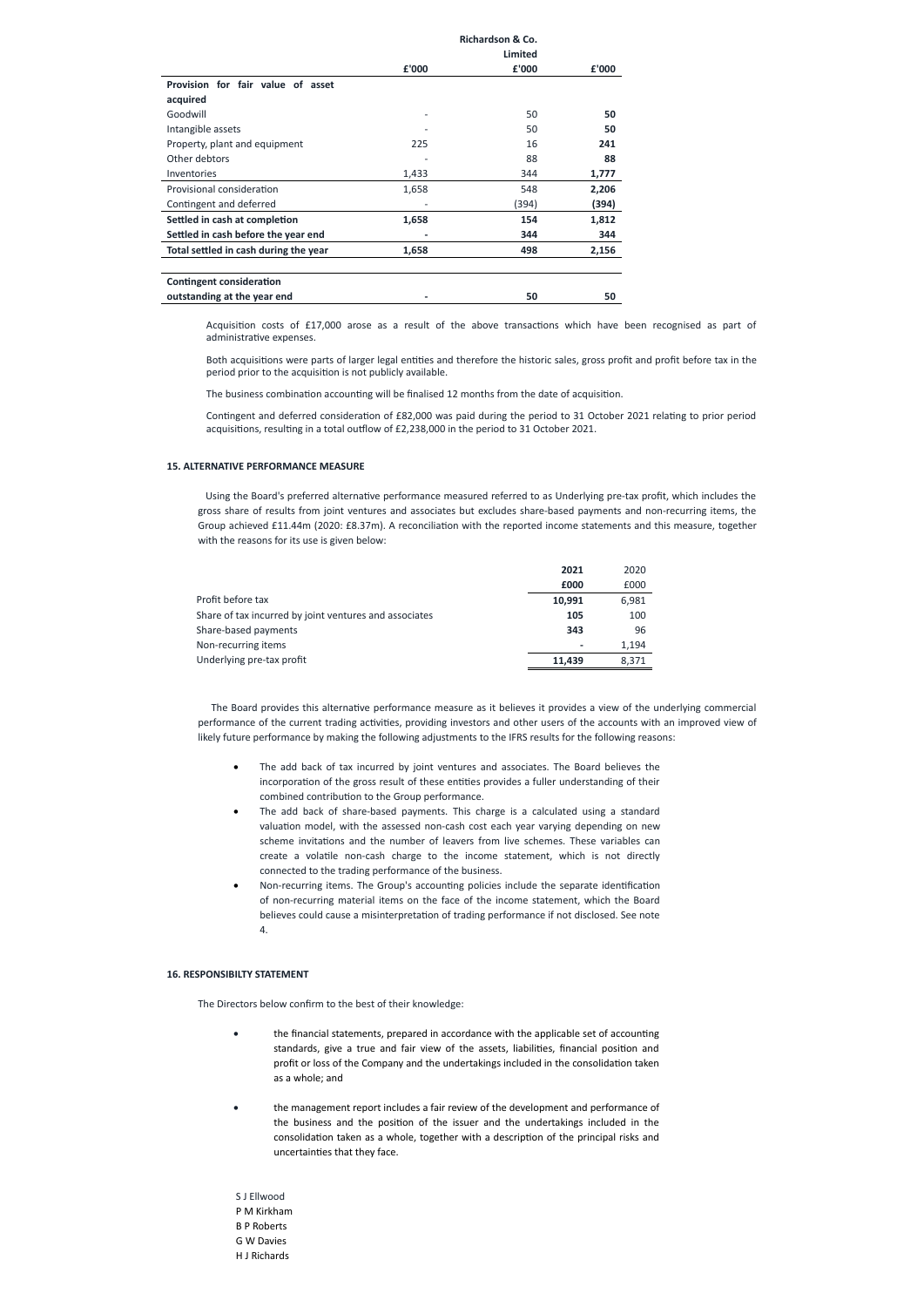| | £'000 | Richardson & Co. Limited £'000 | £'000 |
|---|---|---|---|
| **Provision for fair value of asset acquired** | | | |
| Goodwill | - | 50 | **50** |
| Intangible assets | - | 50 | **50** |
| Property, plant and equipment | 225 | 16 | **241** |
| Other debtors | - | 88 | **88** |
| Inventories | 1,433 | 344 | **1,777** |
| Provisional consideration | 1,658 | 548 | **2,206** |
| Contingent and deferred | - | (394) | **(394)** |
| **Settled in cash at completion** | **1,658** | **154** | **1,812** |
| **Settled in cash before the year end** | **-** | **344** | **344** |
| **Total settled in cash during the year** | **1,658** | **498** | **2,156** |
| | | | |
| **Contingent consideration outstanding at the year end** | **-** | **50** | **50** |

Acquisition costs of £17,000 arose as a result of the above transactions which have been recognised as part of administrative expenses.

Both acquisitions were parts of larger legal entities and therefore the historic sales, gross profit and profit before tax in the period prior to the acquisition is not publicly available.

The business combination accounting will be finalised 12 months from the date of acquisition.

Contingent and deferred consideration of £82,000 was paid during the period to 31 October 2021 relating to prior period acquisitions, resulting in a total outflow of £2,238,000 in the period to 31 October 2021.

### 15. ALTERNATIVE PERFORMANCE MEASURE

Using the Board's preferred alternative performance measured referred to as Underlying pre-tax profit, which includes the gross share of results from joint ventures and associates but excludes share-based payments and non-recurring items, the Group achieved £11.44m (2020: £8.37m). A reconciliation with the reported income statements and this measure, together with the reasons for its use is given below:

| | 2021 £000 | 2020 £000 |
|---|---|---|
| Profit before tax | **10,991** | 6,981 |
| Share of tax incurred by joint ventures and associates | **105** | 100 |
| Share-based payments | **343** | 96 |
| Non-recurring items | **-** | 1,194 |
| Underlying pre-tax profit | **11,439** | 8,371 |

The Board provides this alternative performance measure as it believes it provides a view of the underlying commercial performance of the current trading activities, providing investors and other users of the accounts with an improved view of likely future performance by making the following adjustments to the IFRS results for the following reasons:

- The add back of tax incurred by joint ventures and associates. The Board believes the incorporation of the gross result of these entities provides a fuller understanding of their combined contribution to the Group performance.
- The add back of share-based payments. This charge is a calculated using a standard valuation model, with the assessed non-cash cost each year varying depending on new scheme invitations and the number of leavers from live schemes. These variables can create a volatile non-cash charge to the income statement, which is not directly connected to the trading performance of the business.
- Non-recurring items. The Group's accounting policies include the separate identification of non-recurring material items on the face of the income statement, which the Board believes could cause a misinterpretation of trading performance if not disclosed. See note 4.

### 16. RESPONSIBILTY STATEMENT

The Directors below confirm to the best of their knowledge:

- the financial statements, prepared in accordance with the applicable set of accounting standards, give a true and fair view of the assets, liabilities, financial position and profit or loss of the Company and the undertakings included in the consolidation taken as a whole; and
- the management report includes a fair review of the development and performance of the business and the position of the issuer and the undertakings included in the consolidation taken as a whole, together with a description of the principal risks and uncertainties that they face.

S J Ellwood
P M Kirkham
B P Roberts
G W Davies
H J Richards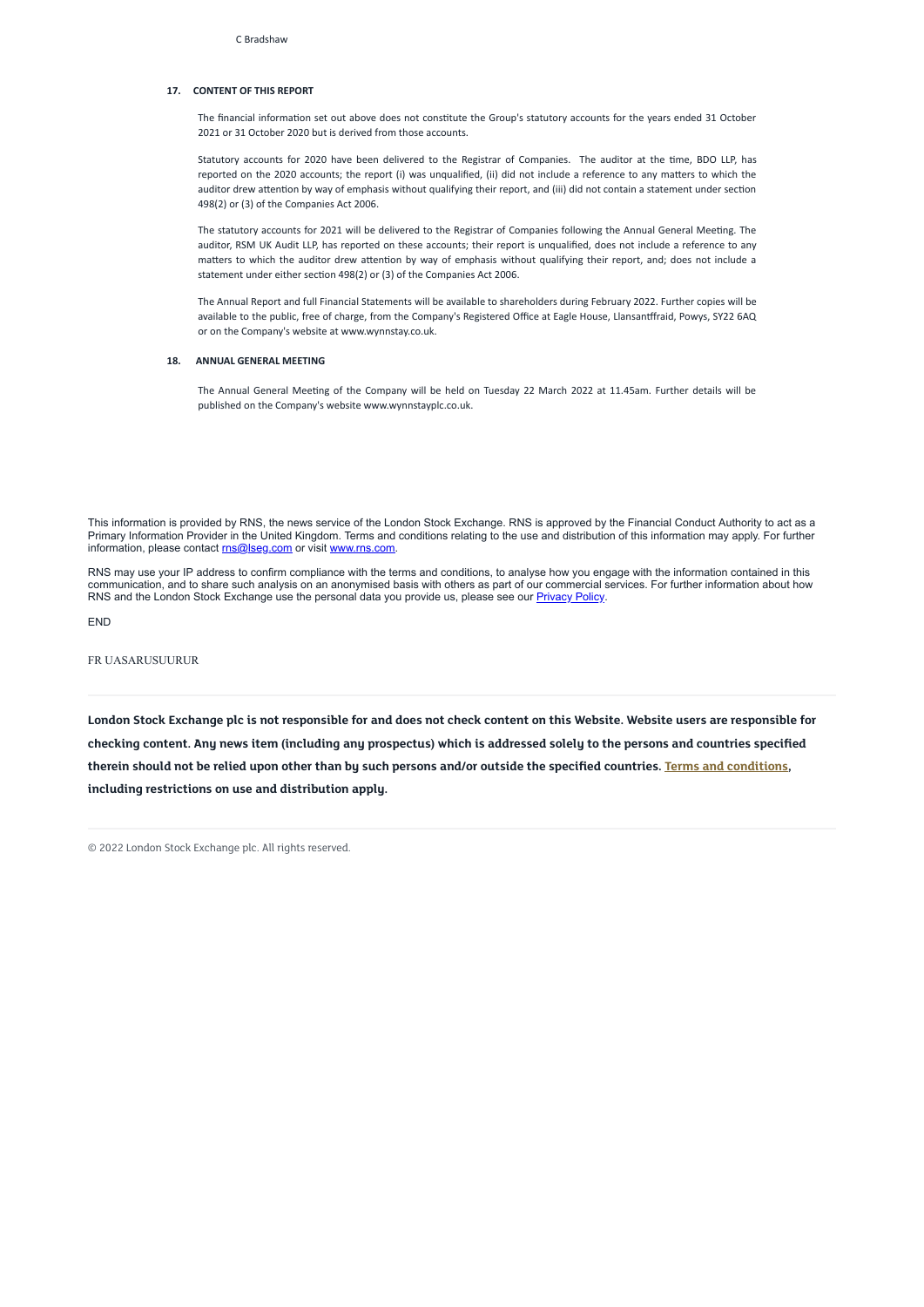C Bradshaw

**17. CONTENT OF THIS REPORT**

The financial information set out above does not constitute the Group's statutory accounts for the years ended 31 October 2021 or 31 October 2020 but is derived from those accounts.

Statutory accounts for 2020 have been delivered to the Registrar of Companies. The auditor at the time, BDO LLP, has reported on the 2020 accounts; the report (i) was unqualified, (ii) did not include a reference to any matters to which the auditor drew attention by way of emphasis without qualifying their report, and (iii) did not contain a statement under section 498(2) or (3) of the Companies Act 2006.

The statutory accounts for 2021 will be delivered to the Registrar of Companies following the Annual General Meeting. The auditor, RSM UK Audit LLP, has reported on these accounts; their report is unqualified, does not include a reference to any matters to which the auditor drew attention by way of emphasis without qualifying their report, and; does not include a statement under either section 498(2) or (3) of the Companies Act 2006.

The Annual Report and full Financial Statements will be available to shareholders during February 2022. Further copies will be available to the public, free of charge, from the Company's Registered Office at Eagle House, Llansantffraid, Powys, SY22 6AQ or on the Company's website at www.wynnstay.co.uk.

**18. ANNUAL GENERAL MEETING**

The Annual General Meeting of the Company will be held on Tuesday 22 March 2022 at 11.45am. Further details will be published on the Company's website www.wynnstayplc.co.uk.

This information is provided by RNS, the news service of the London Stock Exchange. RNS is approved by the Financial Conduct Authority to act as a Primary Information Provider in the United Kingdom. Terms and conditions relating to the use and distribution of this information may apply. For further information, please contact rns@lseg.com or visit www.rns.com.

RNS may use your IP address to confirm compliance with the terms and conditions, to analyse how you engage with the information contained in this communication, and to share such analysis on an anonymised basis with others as part of our commercial services. For further information about how RNS and the London Stock Exchange use the personal data you provide us, please see our Privacy Policy.

END

FR UASARUSUURUR

**London Stock Exchange plc is not responsible for and does not check content on this Website. Website users are responsible for checking content. Any news item (including any prospectus) which is addressed solely to the persons and countries specified therein should not be relied upon other than by such persons and/or outside the specified countries. Terms and conditions, including restrictions on use and distribution apply.**

© 2022 London Stock Exchange plc. All rights reserved.